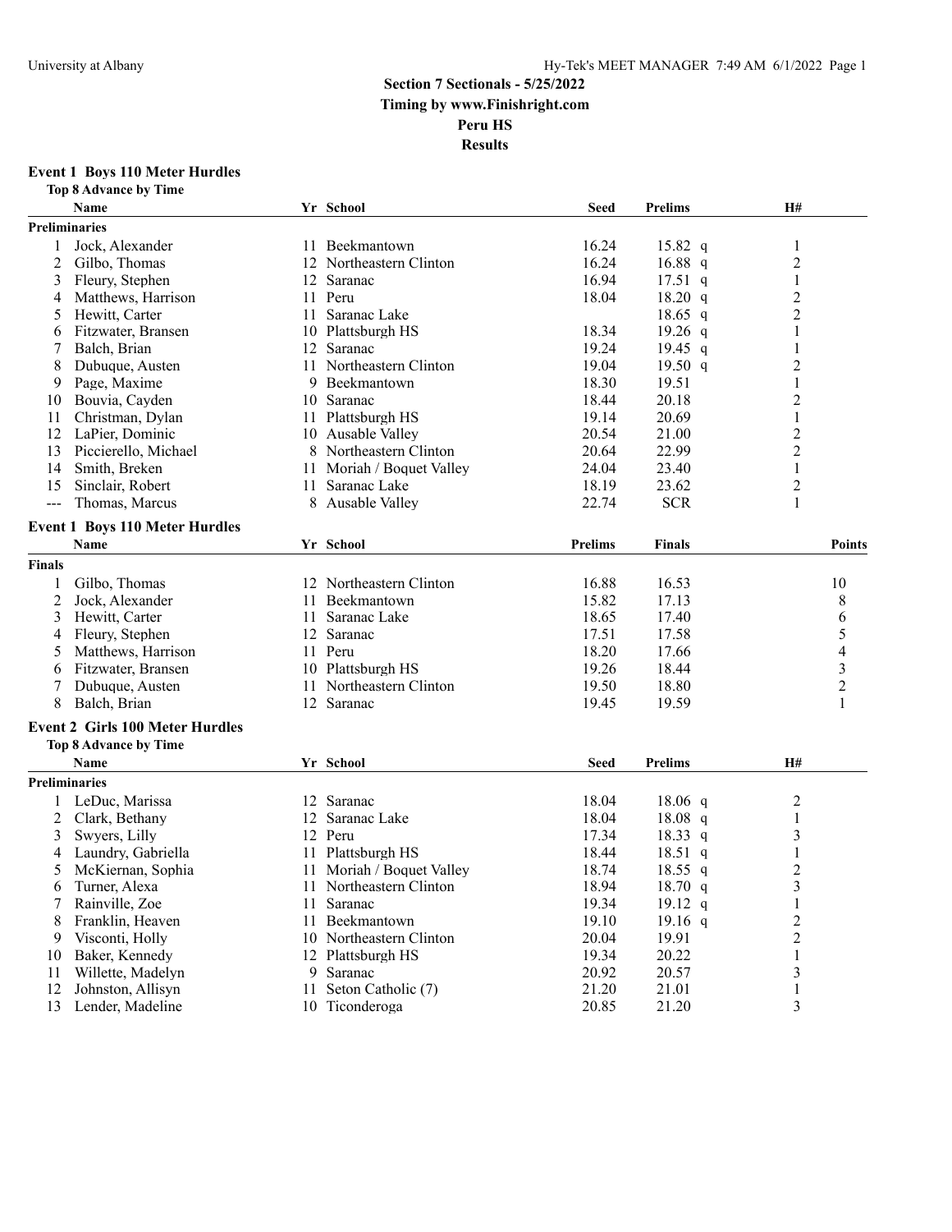## Section 7 Sectionals - 5/25/2022
**Timing by www.Finishright.com**
**Peru HS**
**Results**

### Event 1 Boys 110 Meter Hurdles

**Top 8 Advance by Time**

**Preliminaries**

| | Name | Yr | School | Seed | Prelims | | H# |
|---|---|---|---|---|---|---|---|
| 1 | Jock, Alexander | 11 | Beekmantown | 16.24 | 15.82 | q | 1 |
| 2 | Gilbo, Thomas | 12 | Northeastern Clinton | 16.24 | 16.88 | q | 2 |
| 3 | Fleury, Stephen | 12 | Saranac | 16.94 | 17.51 | q | 1 |
| 4 | Matthews, Harrison | 11 | Peru | 18.04 | 18.20 | q | 2 |
| 5 | Hewitt, Carter | 11 | Saranac Lake | | 18.65 | q | 2 |
| 6 | Fitzwater, Bransen | 10 | Plattsburgh HS | 18.34 | 19.26 | q | 1 |
| 7 | Balch, Brian | 12 | Saranac | 19.24 | 19.45 | q | 1 |
| 8 | Dubuque, Austen | 11 | Northeastern Clinton | 19.04 | 19.50 | q | 2 |
| 9 | Page, Maxime | 9 | Beekmantown | 18.30 | 19.51 | | 1 |
| 10 | Bouvia, Cayden | 10 | Saranac | 18.44 | 20.18 | | 2 |
| 11 | Christman, Dylan | 11 | Plattsburgh HS | 19.14 | 20.69 | | 1 |
| 12 | LaPier, Dominic | 10 | Ausable Valley | 20.54 | 21.00 | | 2 |
| 13 | Piccierello, Michael | 8 | Northeastern Clinton | 20.64 | 22.99 | | 2 |
| 14 | Smith, Breken | 11 | Moriah / Boquet Valley | 24.04 | 23.40 | | 1 |
| 15 | Sinclair, Robert | 11 | Saranac Lake | 18.19 | 23.62 | | 2 |
| --- | Thomas, Marcus | 8 | Ausable Valley | 22.74 | SCR | | 1 |

### Event 1 Boys 110 Meter Hurdles

**Finals**

| | Name | Yr | School | Prelims | Finals | Points |
|---|---|---|---|---|---|---|
| 1 | Gilbo, Thomas | 12 | Northeastern Clinton | 16.88 | 16.53 | 10 |
| 2 | Jock, Alexander | 11 | Beekmantown | 15.82 | 17.13 | 8 |
| 3 | Hewitt, Carter | 11 | Saranac Lake | 18.65 | 17.40 | 6 |
| 4 | Fleury, Stephen | 12 | Saranac | 17.51 | 17.58 | 5 |
| 5 | Matthews, Harrison | 11 | Peru | 18.20 | 17.66 | 4 |
| 6 | Fitzwater, Bransen | 10 | Plattsburgh HS | 19.26 | 18.44 | 3 |
| 7 | Dubuque, Austen | 11 | Northeastern Clinton | 19.50 | 18.80 | 2 |
| 8 | Balch, Brian | 12 | Saranac | 19.45 | 19.59 | 1 |

### Event 2 Girls 100 Meter Hurdles

**Top 8 Advance by Time**

**Preliminaries**

| | Name | Yr | School | Seed | Prelims | | H# |
|---|---|---|---|---|---|---|---|
| 1 | LeDuc, Marissa | 12 | Saranac | 18.04 | 18.06 | q | 2 |
| 2 | Clark, Bethany | 12 | Saranac Lake | 18.04 | 18.08 | q | 1 |
| 3 | Swyers, Lilly | 12 | Peru | 17.34 | 18.33 | q | 3 |
| 4 | Laundry, Gabriella | 11 | Plattsburgh HS | 18.44 | 18.51 | q | 1 |
| 5 | McKiernan, Sophia | 11 | Moriah / Boquet Valley | 18.74 | 18.55 | q | 2 |
| 6 | Turner, Alexa | 11 | Northeastern Clinton | 18.94 | 18.70 | q | 3 |
| 7 | Rainville, Zoe | 11 | Saranac | 19.34 | 19.12 | q | 1 |
| 8 | Franklin, Heaven | 11 | Beekmantown | 19.10 | 19.16 | q | 2 |
| 9 | Visconti, Holly | 10 | Northeastern Clinton | 20.04 | 19.91 | | 2 |
| 10 | Baker, Kennedy | 12 | Plattsburgh HS | 19.34 | 20.22 | | 1 |
| 11 | Willette, Madelyn | 9 | Saranac | 20.92 | 20.57 | | 3 |
| 12 | Johnston, Allisyn | 11 | Seton Catholic (7) | 21.20 | 21.01 | | 1 |
| 13 | Lender, Madeline | 10 | Ticonderoga | 20.85 | 21.20 | | 3 |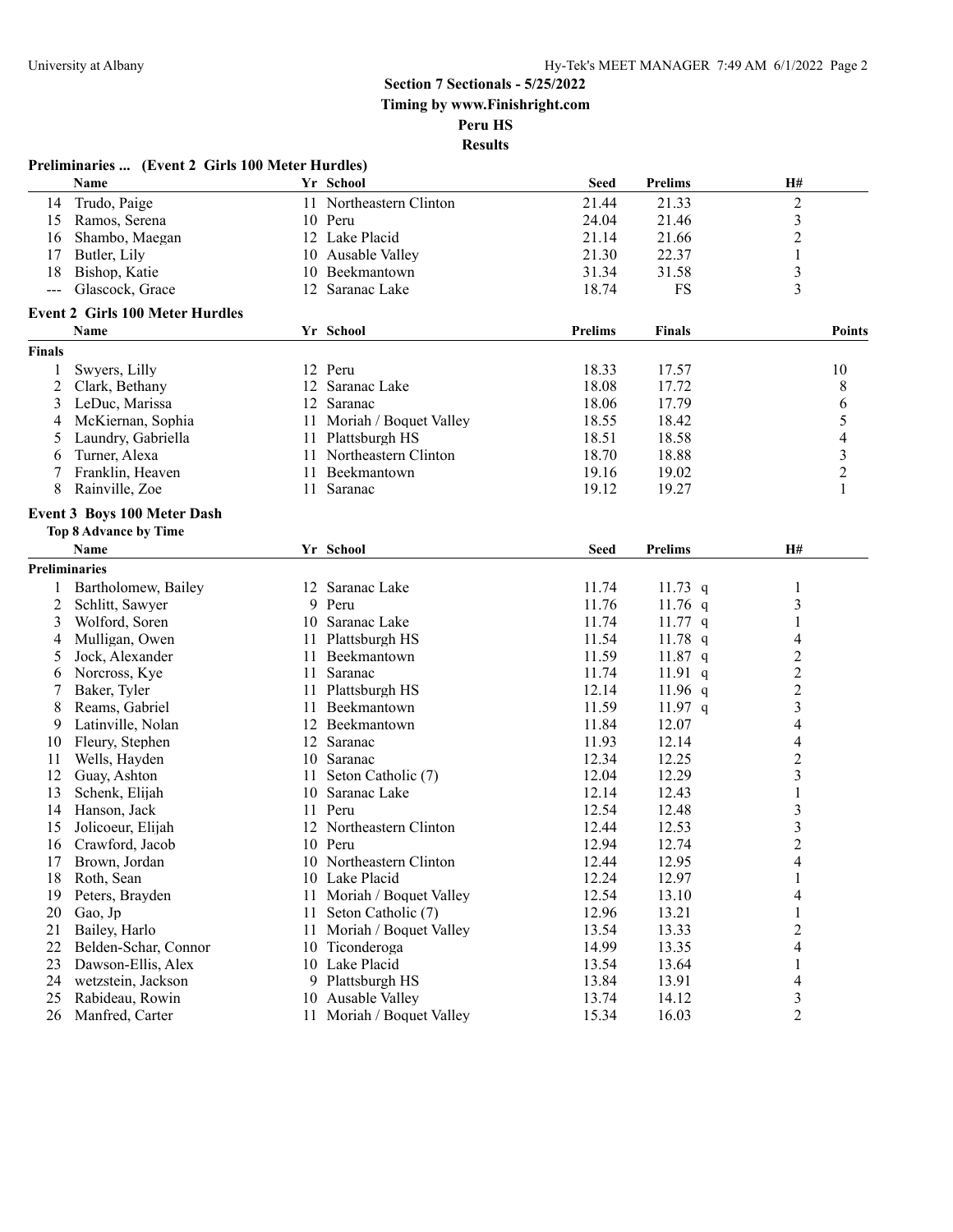## Section 7 Sectionals - 5/25/2022

**Timing by www.Finishright.com**

**Peru HS**

**Results**

### Preliminaries ... (Event 2 Girls 100 Meter Hurdles)

| | Name | Yr | School | Seed | Prelims | H# |
|---|---|---|---|---|---|---|
| 14 | Trudo, Paige | 11 | Northeastern Clinton | 21.44 | 21.33 | 2 |
| 15 | Ramos, Serena | 10 | Peru | 24.04 | 21.46 | 3 |
| 16 | Shambo, Maegan | 12 | Lake Placid | 21.14 | 21.66 | 2 |
| 17 | Butler, Lily | 10 | Ausable Valley | 21.30 | 22.37 | 1 |
| 18 | Bishop, Katie | 10 | Beekmantown | 31.34 | 31.58 | 3 |
| --- | Glascock, Grace | 12 | Saranac Lake | 18.74 | FS | 3 |

### Event 2 Girls 100 Meter Hurdles

| | Name | Yr | School | Prelims | Finals | Points |
|---|---|---|---|---|---|---|
| **Finals** | | | | | | |
| 1 | Swyers, Lilly | 12 | Peru | 18.33 | 17.57 | 10 |
| 2 | Clark, Bethany | 12 | Saranac Lake | 18.08 | 17.72 | 8 |
| 3 | LeDuc, Marissa | 12 | Saranac | 18.06 | 17.79 | 6 |
| 4 | McKiernan, Sophia | 11 | Moriah / Boquet Valley | 18.55 | 18.42 | 5 |
| 5 | Laundry, Gabriella | 11 | Plattsburgh HS | 18.51 | 18.58 | 4 |
| 6 | Turner, Alexa | 11 | Northeastern Clinton | 18.70 | 18.88 | 3 |
| 7 | Franklin, Heaven | 11 | Beekmantown | 19.16 | 19.02 | 2 |
| 8 | Rainville, Zoe | 11 | Saranac | 19.12 | 19.27 | 1 |

### Event 3 Boys 100 Meter Dash

**Top 8 Advance by Time**

| | Name | Yr | School | Seed | Prelims | H# |
|---|---|---|---|---|---|---|
| **Preliminaries** | | | | | | |
| 1 | Bartholomew, Bailey | 12 | Saranac Lake | 11.74 | 11.73 q | 1 |
| 2 | Schlitt, Sawyer | 9 | Peru | 11.76 | 11.76 q | 3 |
| 3 | Wolford, Soren | 10 | Saranac Lake | 11.74 | 11.77 q | 1 |
| 4 | Mulligan, Owen | 11 | Plattsburgh HS | 11.54 | 11.78 q | 4 |
| 5 | Jock, Alexander | 11 | Beekmantown | 11.59 | 11.87 q | 2 |
| 6 | Norcross, Kye | 11 | Saranac | 11.74 | 11.91 q | 2 |
| 7 | Baker, Tyler | 11 | Plattsburgh HS | 12.14 | 11.96 q | 2 |
| 8 | Reams, Gabriel | 11 | Beekmantown | 11.59 | 11.97 q | 3 |
| 9 | Latinville, Nolan | 12 | Beekmantown | 11.84 | 12.07 | 4 |
| 10 | Fleury, Stephen | 12 | Saranac | 11.93 | 12.14 | 4 |
| 11 | Wells, Hayden | 10 | Saranac | 12.34 | 12.25 | 2 |
| 12 | Guay, Ashton | 11 | Seton Catholic (7) | 12.04 | 12.29 | 3 |
| 13 | Schenk, Elijah | 10 | Saranac Lake | 12.14 | 12.43 | 1 |
| 14 | Hanson, Jack | 11 | Peru | 12.54 | 12.48 | 3 |
| 15 | Jolicoeur, Elijah | 12 | Northeastern Clinton | 12.44 | 12.53 | 3 |
| 16 | Crawford, Jacob | 10 | Peru | 12.94 | 12.74 | 2 |
| 17 | Brown, Jordan | 10 | Northeastern Clinton | 12.44 | 12.95 | 4 |
| 18 | Roth, Sean | 10 | Lake Placid | 12.24 | 12.97 | 1 |
| 19 | Peters, Brayden | 11 | Moriah / Boquet Valley | 12.54 | 13.10 | 4 |
| 20 | Gao, Jp | 11 | Seton Catholic (7) | 12.96 | 13.21 | 1 |
| 21 | Bailey, Harlo | 11 | Moriah / Boquet Valley | 13.54 | 13.33 | 2 |
| 22 | Belden-Schar, Connor | 10 | Ticonderoga | 14.99 | 13.35 | 4 |
| 23 | Dawson-Ellis, Alex | 10 | Lake Placid | 13.54 | 13.64 | 1 |
| 24 | wetzstein, Jackson | 9 | Plattsburgh HS | 13.84 | 13.91 | 4 |
| 25 | Rabideau, Rowin | 10 | Ausable Valley | 13.74 | 14.12 | 3 |
| 26 | Manfred, Carter | 11 | Moriah / Boquet Valley | 15.34 | 16.03 | 2 |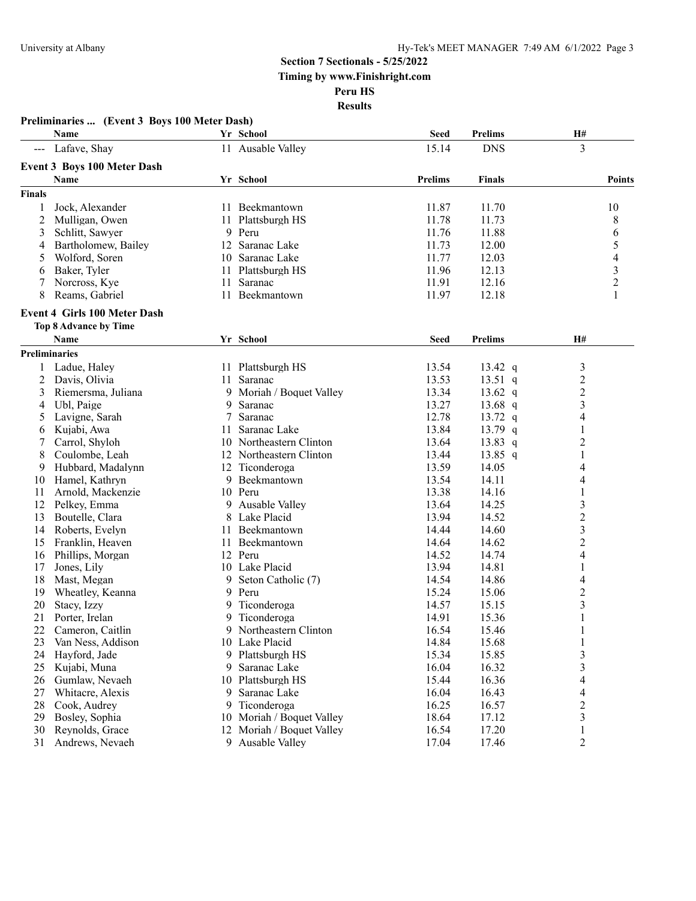**Section 7 Sectionals - 5/25/2022**

**Timing by www.Finishright.com**

**Peru HS**

**Results**

### Preliminaries ... (Event 3 Boys 100 Meter Dash)

| | Name | Yr | School | Seed | Prelims | H# |
|---|---|---|---|---|---|---|
| --- | Lafave, Shay | 11 | Ausable Valley | 15.14 | DNS | 3 |

### Event 3 Boys 100 Meter Dash

| | Name | Yr | School | Prelims | Finals | Points |
|---|---|---|---|---|---|---|
| **Finals** | | | | | | |
| 1 | Jock, Alexander | 11 | Beekmantown | 11.87 | 11.70 | 10 |
| 2 | Mulligan, Owen | 11 | Plattsburgh HS | 11.78 | 11.73 | 8 |
| 3 | Schlitt, Sawyer | 9 | Peru | 11.76 | 11.88 | 6 |
| 4 | Bartholomew, Bailey | 12 | Saranac Lake | 11.73 | 12.00 | 5 |
| 5 | Wolford, Soren | 10 | Saranac Lake | 11.77 | 12.03 | 4 |
| 6 | Baker, Tyler | 11 | Plattsburgh HS | 11.96 | 12.13 | 3 |
| 7 | Norcross, Kye | 11 | Saranac | 11.91 | 12.16 | 2 |
| 8 | Reams, Gabriel | 11 | Beekmantown | 11.97 | 12.18 | 1 |

### Event 4 Girls 100 Meter Dash

**Top 8 Advance by Time**

| | Name | Yr | School | Seed | Prelims | H# |
|---|---|---|---|---|---|---|
| **Preliminaries** | | | | | | |
| 1 | Ladue, Haley | 11 | Plattsburgh HS | 13.54 | 13.42 q | 3 |
| 2 | Davis, Olivia | 11 | Saranac | 13.53 | 13.51 q | 2 |
| 3 | Riemersma, Juliana | 9 | Moriah / Boquet Valley | 13.34 | 13.62 q | 2 |
| 4 | Ubl, Paige | 9 | Saranac | 13.27 | 13.68 q | 3 |
| 5 | Lavigne, Sarah | 7 | Saranac | 12.78 | 13.72 q | 4 |
| 6 | Kujabi, Awa | 11 | Saranac Lake | 13.84 | 13.79 q | 1 |
| 7 | Carrol, Shyloh | 10 | Northeastern Clinton | 13.64 | 13.83 q | 2 |
| 8 | Coulombe, Leah | 12 | Northeastern Clinton | 13.44 | 13.85 q | 1 |
| 9 | Hubbard, Madalynn | 12 | Ticonderoga | 13.59 | 14.05 | 4 |
| 10 | Hamel, Kathryn | 9 | Beekmantown | 13.54 | 14.11 | 4 |
| 11 | Arnold, Mackenzie | 10 | Peru | 13.38 | 14.16 | 1 |
| 12 | Pelkey, Emma | 9 | Ausable Valley | 13.64 | 14.25 | 3 |
| 13 | Boutelle, Clara | 8 | Lake Placid | 13.94 | 14.52 | 2 |
| 14 | Roberts, Evelyn | 11 | Beekmantown | 14.44 | 14.60 | 3 |
| 15 | Franklin, Heaven | 11 | Beekmantown | 14.64 | 14.62 | 2 |
| 16 | Phillips, Morgan | 12 | Peru | 14.52 | 14.74 | 4 |
| 17 | Jones, Lily | 10 | Lake Placid | 13.94 | 14.81 | 1 |
| 18 | Mast, Megan | 9 | Seton Catholic (7) | 14.54 | 14.86 | 4 |
| 19 | Wheatley, Keanna | 9 | Peru | 15.24 | 15.06 | 2 |
| 20 | Stacy, Izzy | 9 | Ticonderoga | 14.57 | 15.15 | 3 |
| 21 | Porter, Irelan | 9 | Ticonderoga | 14.91 | 15.36 | 1 |
| 22 | Cameron, Caitlin | 9 | Northeastern Clinton | 16.54 | 15.46 | 1 |
| 23 | Van Ness, Addison | 10 | Lake Placid | 14.84 | 15.68 | 1 |
| 24 | Hayford, Jade | 9 | Plattsburgh HS | 15.34 | 15.85 | 3 |
| 25 | Kujabi, Muna | 9 | Saranac Lake | 16.04 | 16.32 | 3 |
| 26 | Gumlaw, Nevaeh | 10 | Plattsburgh HS | 15.44 | 16.36 | 4 |
| 27 | Whitacre, Alexis | 9 | Saranac Lake | 16.04 | 16.43 | 4 |
| 28 | Cook, Audrey | 9 | Ticonderoga | 16.25 | 16.57 | 2 |
| 29 | Bosley, Sophia | 10 | Moriah / Boquet Valley | 18.64 | 17.12 | 3 |
| 30 | Reynolds, Grace | 12 | Moriah / Boquet Valley | 16.54 | 17.20 | 1 |
| 31 | Andrews, Nevaeh | 9 | Ausable Valley | 17.04 | 17.46 | 2 |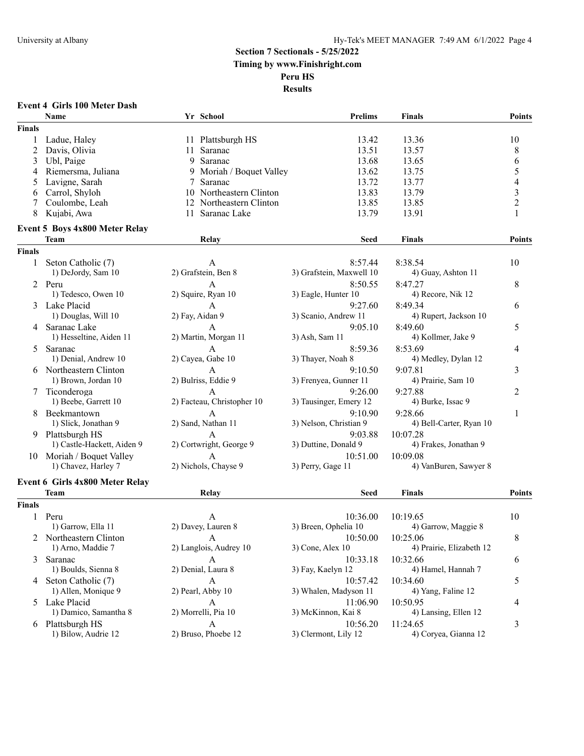## Section 7 Sectionals - 5/25/2022
**Timing by www.Finishright.com**
**Peru HS**
**Results**

### Event 4 Girls 100 Meter Dash

| | Name | Yr | School | Prelims | Finals | Points |
|---|---|---|---|---|---|---|
| **Finals** | | | | | | |
| 1 | Ladue, Haley | 11 | Plattsburgh HS | 13.42 | 13.36 | 10 |
| 2 | Davis, Olivia | 11 | Saranac | 13.51 | 13.57 | 8 |
| 3 | Ubl, Paige | 9 | Saranac | 13.68 | 13.65 | 6 |
| 4 | Riemersma, Juliana | 9 | Moriah / Boquet Valley | 13.62 | 13.75 | 5 |
| 5 | Lavigne, Sarah | 7 | Saranac | 13.72 | 13.77 | 4 |
| 6 | Carrol, Shyloh | 10 | Northeastern Clinton | 13.83 | 13.79 | 3 |
| 7 | Coulombe, Leah | 12 | Northeastern Clinton | 13.85 | 13.85 | 2 |
| 8 | Kujabi, Awa | 11 | Saranac Lake | 13.79 | 13.91 | 1 |

### Event 5 Boys 4x800 Meter Relay

| | Team | Relay | Seed | Finals | Points |
|---|---|---|---|---|---|
| **Finals** | | | | | |
| 1 | Seton Catholic (7) | A | 8:57.44 | 8:38.54 | 10 |
| | 1) DeJordy, Sam 10 | 2) Grafstein, Ben 8 | 3) Grafstein, Maxwell 10 | 4) Guay, Ashton 11 | |
| 2 | Peru | A | 8:50.55 | 8:47.27 | 8 |
| | 1) Tedesco, Owen 10 | 2) Squire, Ryan 10 | 3) Eagle, Hunter 10 | 4) Recore, Nik 12 | |
| 3 | Lake Placid | A | 9:27.60 | 8:49.34 | 6 |
| | 1) Douglas, Will 10 | 2) Fay, Aidan 9 | 3) Scanio, Andrew 11 | 4) Rupert, Jackson 10 | |
| 4 | Saranac Lake | A | 9:05.10 | 8:49.60 | 5 |
| | 1) Hesseltine, Aiden 11 | 2) Martin, Morgan 11 | 3) Ash, Sam 11 | 4) Kollmer, Jake 9 | |
| 5 | Saranac | A | 8:59.36 | 8:53.69 | 4 |
| | 1) Denial, Andrew 10 | 2) Cayea, Gabe 10 | 3) Thayer, Noah 8 | 4) Medley, Dylan 12 | |
| 6 | Northeastern Clinton | A | 9:10.50 | 9:07.81 | 3 |
| | 1) Brown, Jordan 10 | 2) Bulriss, Eddie 9 | 3) Frenyea, Gunner 11 | 4) Prairie, Sam 10 | |
| 7 | Ticonderoga | A | 9:26.00 | 9:27.88 | 2 |
| | 1) Beebe, Garrett 10 | 2) Facteau, Christopher 10 | 3) Tausinger, Emery 12 | 4) Burke, Issac 9 | |
| 8 | Beekmantown | A | 9:10.90 | 9:28.66 | 1 |
| | 1) Slick, Jonathan 9 | 2) Sand, Nathan 11 | 3) Nelson, Christian 9 | 4) Bell-Carter, Ryan 10 | |
| 9 | Plattsburgh HS | A | 9:03.88 | 10:07.28 | |
| | 1) Castle-Hackett, Aiden 9 | 2) Cortwright, George 9 | 3) Duttine, Donald 9 | 4) Frakes, Jonathan 9 | |
| 10 | Moriah / Boquet Valley | A | 10:51.00 | 10:09.08 | |
| | 1) Chavez, Harley 7 | 2) Nichols, Chayse 9 | 3) Perry, Gage 11 | 4) VanBuren, Sawyer 8 | |

### Event 6 Girls 4x800 Meter Relay

| | Team | Relay | Seed | Finals | Points |
|---|---|---|---|---|---|
| **Finals** | | | | | |
| 1 | Peru | A | 10:36.00 | 10:19.65 | 10 |
| | 1) Garrow, Ella 11 | 2) Davey, Lauren 8 | 3) Breen, Ophelia 10 | 4) Garrow, Maggie 8 | |
| 2 | Northeastern Clinton | A | 10:50.00 | 10:25.06 | 8 |
| | 1) Arno, Maddie 7 | 2) Langlois, Audrey 10 | 3) Cone, Alex 10 | 4) Prairie, Elizabeth 12 | |
| 3 | Saranac | A | 10:33.18 | 10:32.66 | 6 |
| | 1) Boulds, Sienna 8 | 2) Denial, Laura 8 | 3) Fay, Kaelyn 12 | 4) Hamel, Hannah 7 | |
| 4 | Seton Catholic (7) | A | 10:57.42 | 10:34.60 | 5 |
| | 1) Allen, Monique 9 | 2) Pearl, Abby 10 | 3) Whalen, Madyson 11 | 4) Yang, Faline 12 | |
| 5 | Lake Placid | A | 11:06.90 | 10:50.95 | 4 |
| | 1) Damico, Samantha 8 | 2) Morrelli, Pia 10 | 3) McKinnon, Kai 8 | 4) Lansing, Ellen 12 | |
| 6 | Plattsburgh HS | A | 10:56.20 | 11:24.65 | 3 |
| | 1) Bilow, Audrie 12 | 2) Bruso, Phoebe 12 | 3) Clermont, Lily 12 | 4) Coryea, Gianna 12 | |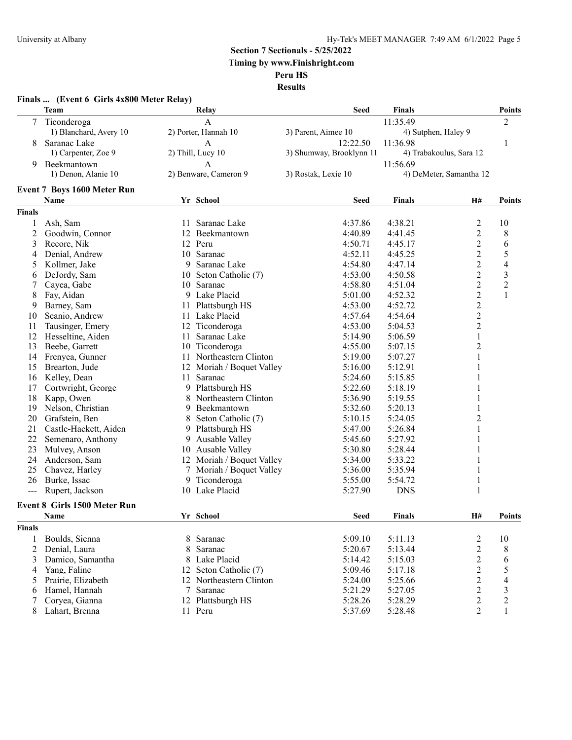## Section 7 Sectionals - 5/25/2022

**Timing by www.Finishright.com**

**Peru HS**

**Results**

### Finals ... (Event 6 Girls 4x800 Meter Relay)

| | Team | Relay | Seed | Finals | Points |
|---|---|---|---|---|---|
| 7 | Ticonderoga | A | | 11:35.49 | 2 |
| | 1) Blanchard, Avery 10 | 2) Porter, Hannah 10 | 3) Parent, Aimee 10 | 4) Sutphen, Haley 9 | |
| 8 | Saranac Lake | A | 12:22.50 | 11:36.98 | 1 |
| | 1) Carpenter, Zoe 9 | 2) Thill, Lucy 10 | 3) Shumway, Brooklynn 11 | 4) Trabakoulus, Sara 12 | |
| 9 | Beekmantown | A | | 11:56.69 | |
| | 1) Denon, Alanie 10 | 2) Benware, Cameron 9 | 3) Rostak, Lexie 10 | 4) DeMeter, Samantha 12 | |

### Event 7 Boys 1600 Meter Run

| | Name | Yr | School | Seed | Finals | H# | Points |
|---|---|---|---|---|---|---|---|
| **Finals** | | | | | | | |
| 1 | Ash, Sam | 11 | Saranac Lake | 4:37.86 | 4:38.21 | 2 | 10 |
| 2 | Goodwin, Connor | 12 | Beekmantown | 4:40.89 | 4:41.45 | 2 | 8 |
| 3 | Recore, Nik | 12 | Peru | 4:50.71 | 4:45.17 | 2 | 6 |
| 4 | Denial, Andrew | 10 | Saranac | 4:52.11 | 4:45.25 | 2 | 5 |
| 5 | Kollmer, Jake | 9 | Saranac Lake | 4:54.80 | 4:47.14 | 2 | 4 |
| 6 | DeJordy, Sam | 10 | Seton Catholic (7) | 4:53.00 | 4:50.58 | 2 | 3 |
| 7 | Cayea, Gabe | 10 | Saranac | 4:58.80 | 4:51.04 | 2 | 2 |
| 8 | Fay, Aidan | 9 | Lake Placid | 5:01.00 | 4:52.32 | 2 | 1 |
| 9 | Barney, Sam | 11 | Plattsburgh HS | 4:53.00 | 4:52.72 | 2 | |
| 10 | Scanio, Andrew | 11 | Lake Placid | 4:57.64 | 4:54.64 | 2 | |
| 11 | Tausinger, Emery | 12 | Ticonderoga | 4:53.00 | 5:04.53 | 2 | |
| 12 | Hesseltine, Aiden | 11 | Saranac Lake | 5:14.90 | 5:06.59 | 1 | |
| 13 | Beebe, Garrett | 10 | Ticonderoga | 4:55.00 | 5:07.15 | 2 | |
| 14 | Frenyea, Gunner | 11 | Northeastern Clinton | 5:19.00 | 5:07.27 | 1 | |
| 15 | Brearton, Jude | 12 | Moriah / Boquet Valley | 5:16.00 | 5:12.91 | 1 | |
| 16 | Kelley, Dean | 11 | Saranac | 5:24.60 | 5:15.85 | 1 | |
| 17 | Cortwright, George | 9 | Plattsburgh HS | 5:22.60 | 5:18.19 | 1 | |
| 18 | Kapp, Owen | 8 | Northeastern Clinton | 5:36.90 | 5:19.55 | 1 | |
| 19 | Nelson, Christian | 9 | Beekmantown | 5:32.60 | 5:20.13 | 1 | |
| 20 | Grafstein, Ben | 8 | Seton Catholic (7) | 5:10.15 | 5:24.05 | 2 | |
| 21 | Castle-Hackett, Aiden | 9 | Plattsburgh HS | 5:47.00 | 5:26.84 | 1 | |
| 22 | Semenaro, Anthony | 9 | Ausable Valley | 5:45.60 | 5:27.92 | 1 | |
| 23 | Mulvey, Anson | 10 | Ausable Valley | 5:30.80 | 5:28.44 | 1 | |
| 24 | Anderson, Sam | 12 | Moriah / Boquet Valley | 5:34.00 | 5:33.22 | 1 | |
| 25 | Chavez, Harley | 7 | Moriah / Boquet Valley | 5:36.00 | 5:35.94 | 1 | |
| 26 | Burke, Issac | 9 | Ticonderoga | 5:55.00 | 5:54.72 | 1 | |
| --- | Rupert, Jackson | 10 | Lake Placid | 5:27.90 | DNS | 1 | |

### Event 8 Girls 1500 Meter Run

| | Name | Yr | School | Seed | Finals | H# | Points |
|---|---|---|---|---|---|---|---|
| **Finals** | | | | | | | |
| 1 | Boulds, Sienna | 8 | Saranac | 5:09.10 | 5:11.13 | 2 | 10 |
| 2 | Denial, Laura | 8 | Saranac | 5:20.67 | 5:13.44 | 2 | 8 |
| 3 | Damico, Samantha | 8 | Lake Placid | 5:14.42 | 5:15.03 | 2 | 6 |
| 4 | Yang, Faline | 12 | Seton Catholic (7) | 5:09.46 | 5:17.18 | 2 | 5 |
| 5 | Prairie, Elizabeth | 12 | Northeastern Clinton | 5:24.00 | 5:25.66 | 2 | 4 |
| 6 | Hamel, Hannah | 7 | Saranac | 5:21.29 | 5:27.05 | 2 | 3 |
| 7 | Coryea, Gianna | 12 | Plattsburgh HS | 5:28.26 | 5:28.29 | 2 | 2 |
| 8 | Lahart, Brenna | 11 | Peru | 5:37.69 | 5:28.48 | 2 | 1 |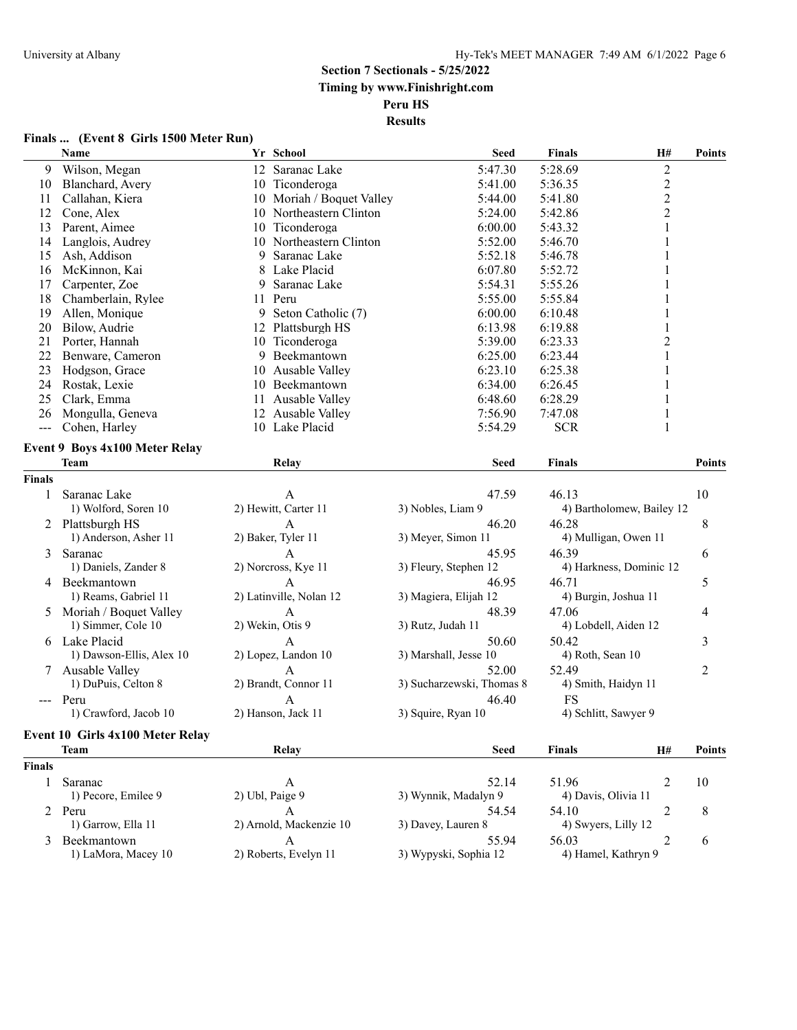## Section 7 Sectionals - 5/25/2022

**Timing by www.Finishright.com**

**Peru HS**

**Results**

### Finals ... (Event 8 Girls 1500 Meter Run)

| | Name | Yr | School | Seed | Finals | H# | Points |
|---|---|---|---|---|---|---|---|
| 9 | Wilson, Megan | 12 | Saranac Lake | 5:47.30 | 5:28.69 | 2 | |
| 10 | Blanchard, Avery | 10 | Ticonderoga | 5:41.00 | 5:36.35 | 2 | |
| 11 | Callahan, Kiera | 10 | Moriah / Boquet Valley | 5:44.00 | 5:41.80 | 2 | |
| 12 | Cone, Alex | 10 | Northeastern Clinton | 5:24.00 | 5:42.86 | 2 | |
| 13 | Parent, Aimee | 10 | Ticonderoga | 6:00.00 | 5:43.32 | 1 | |
| 14 | Langlois, Audrey | 10 | Northeastern Clinton | 5:52.00 | 5:46.70 | 1 | |
| 15 | Ash, Addison | 9 | Saranac Lake | 5:52.18 | 5:46.78 | 1 | |
| 16 | McKinnon, Kai | 8 | Lake Placid | 6:07.80 | 5:52.72 | 1 | |
| 17 | Carpenter, Zoe | 9 | Saranac Lake | 5:54.31 | 5:55.26 | 1 | |
| 18 | Chamberlain, Rylee | 11 | Peru | 5:55.00 | 5:55.84 | 1 | |
| 19 | Allen, Monique | 9 | Seton Catholic (7) | 6:00.00 | 6:10.48 | 1 | |
| 20 | Bilow, Audrie | 12 | Plattsburgh HS | 6:13.98 | 6:19.88 | 1 | |
| 21 | Porter, Hannah | 10 | Ticonderoga | 5:39.00 | 6:23.33 | 2 | |
| 22 | Benware, Cameron | 9 | Beekmantown | 6:25.00 | 6:23.44 | 1 | |
| 23 | Hodgson, Grace | 10 | Ausable Valley | 6:23.10 | 6:25.38 | 1 | |
| 24 | Rostak, Lexie | 10 | Beekmantown | 6:34.00 | 6:26.45 | 1 | |
| 25 | Clark, Emma | 11 | Ausable Valley | 6:48.60 | 6:28.29 | 1 | |
| 26 | Mongulla, Geneva | 12 | Ausable Valley | 7:56.90 | 7:47.08 | 1 | |
| --- | Cohen, Harley | 10 | Lake Placid | 5:54.29 | SCR | 1 | |

### Event 9 Boys 4x100 Meter Relay

| | Team | Relay | | Seed | Finals | Points |
|---|---|---|---|---|---|---|
| **Finals** | | | | | | |
| 1 | Saranac Lake | A | | 47.59 | 46.13 | 10 |
| | 1) Wolford, Soren 10 | 2) Hewitt, Carter 11 | 3) Nobles, Liam 9 | | 4) Bartholomew, Bailey 12 | |
| 2 | Plattsburgh HS | A | | 46.20 | 46.28 | 8 |
| | 1) Anderson, Asher 11 | 2) Baker, Tyler 11 | 3) Meyer, Simon 11 | | 4) Mulligan, Owen 11 | |
| 3 | Saranac | A | | 45.95 | 46.39 | 6 |
| | 1) Daniels, Zander 8 | 2) Norcross, Kye 11 | 3) Fleury, Stephen 12 | | 4) Harkness, Dominic 12 | |
| 4 | Beekmantown | A | | 46.95 | 46.71 | 5 |
| | 1) Reams, Gabriel 11 | 2) Latinville, Nolan 12 | 3) Magiera, Elijah 12 | | 4) Burgin, Joshua 11 | |
| 5 | Moriah / Boquet Valley | A | | 48.39 | 47.06 | 4 |
| | 1) Simmer, Cole 10 | 2) Wekin, Otis 9 | 3) Rutz, Judah 11 | | 4) Lobdell, Aiden 12 | |
| 6 | Lake Placid | A | | 50.60 | 50.42 | 3 |
| | 1) Dawson-Ellis, Alex 10 | 2) Lopez, Landon 10 | 3) Marshall, Jesse 10 | | 4) Roth, Sean 10 | |
| 7 | Ausable Valley | A | | 52.00 | 52.49 | 2 |
| | 1) DuPuis, Celton 8 | 2) Brandt, Connor 11 | 3) Sucharzewski, Thomas 8 | | 4) Smith, Haidyn 11 | |
| --- | Peru | A | | 46.40 | FS | |
| | 1) Crawford, Jacob 10 | 2) Hanson, Jack 11 | 3) Squire, Ryan 10 | | 4) Schlitt, Sawyer 9 | |

### Event 10 Girls 4x100 Meter Relay

| | Team | Relay | | Seed | Finals | H# | Points |
|---|---|---|---|---|---|---|---|
| **Finals** | | | | | | | |
| 1 | Saranac | A | | 52.14 | 51.96 | 2 | 10 |
| | 1) Pecore, Emilee 9 | 2) Ubl, Paige 9 | 3) Wynnik, Madalyn 9 | | 4) Davis, Olivia 11 | | |
| 2 | Peru | A | | 54.54 | 54.10 | 2 | 8 |
| | 1) Garrow, Ella 11 | 2) Arnold, Mackenzie 10 | 3) Davey, Lauren 8 | | 4) Swyers, Lilly 12 | | |
| 3 | Beekmantown | A | | 55.94 | 56.03 | 2 | 6 |
| | 1) LaMora, Macey 10 | 2) Roberts, Evelyn 11 | 3) Wypyski, Sophia 12 | | 4) Hamel, Kathryn 9 | | |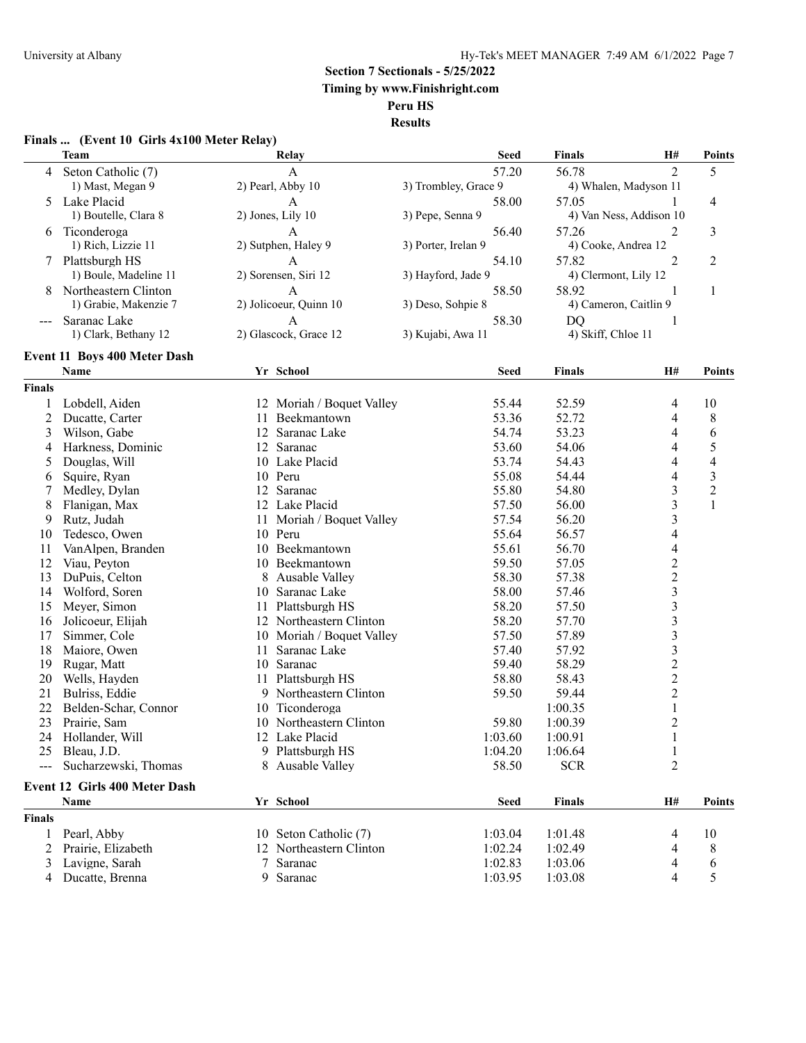## Section 7 Sectionals - 5/25/2022

**Timing by www.Finishright.com**

**Peru HS**

**Results**

### Finals ... (Event 10 Girls 4x100 Meter Relay)

| | Team | Relay | Seed | Finals | H# | Points |
|---|---|---|---|---|---|---|
| 4 | Seton Catholic (7) | A | 57.20 | 56.78 | 2 | 5 |
| | 1) Mast, Megan 9 | 2) Pearl, Abby 10 | 3) Trombley, Grace 9 | 4) Whalen, Madyson 11 | | |
| 5 | Lake Placid | A | 58.00 | 57.05 | 1 | 4 |
| | 1) Boutelle, Clara 8 | 2) Jones, Lily 10 | 3) Pepe, Senna 9 | 4) Van Ness, Addison 10 | | |
| 6 | Ticonderoga | A | 56.40 | 57.26 | 2 | 3 |
| | 1) Rich, Lizzie 11 | 2) Sutphen, Haley 9 | 3) Porter, Irelan 9 | 4) Cooke, Andrea 12 | | |
| 7 | Plattsburgh HS | A | 54.10 | 57.82 | 2 | 2 |
| | 1) Boule, Madeline 11 | 2) Sorensen, Siri 12 | 3) Hayford, Jade 9 | 4) Clermont, Lily 12 | | |
| 8 | Northeastern Clinton | A | 58.50 | 58.92 | 1 | 1 |
| | 1) Grabie, Makenzie 7 | 2) Jolicoeur, Quinn 10 | 3) Deso, Sohpie 8 | 4) Cameron, Caitlin 9 | | |
| --- | Saranac Lake | A | 58.30 | DQ | 1 | |
| | 1) Clark, Bethany 12 | 2) Glascock, Grace 12 | 3) Kujabi, Awa 11 | 4) Skiff, Chloe 11 | | |

### Event 11 Boys 400 Meter Dash

| | Name | Yr | School | Seed | Finals | H# | Points |
|---|---|---|---|---|---|---|---|
| **Finals** | | | | | | | |
| 1 | Lobdell, Aiden | 12 | Moriah / Boquet Valley | 55.44 | 52.59 | 4 | 10 |
| 2 | Ducatte, Carter | 11 | Beekmantown | 53.36 | 52.72 | 4 | 8 |
| 3 | Wilson, Gabe | 12 | Saranac Lake | 54.74 | 53.23 | 4 | 6 |
| 4 | Harkness, Dominic | 12 | Saranac | 53.60 | 54.06 | 4 | 5 |
| 5 | Douglas, Will | 10 | Lake Placid | 53.74 | 54.43 | 4 | 4 |
| 6 | Squire, Ryan | 10 | Peru | 55.08 | 54.44 | 4 | 3 |
| 7 | Medley, Dylan | 12 | Saranac | 55.80 | 54.80 | 3 | 2 |
| 8 | Flanigan, Max | 12 | Lake Placid | 57.50 | 56.00 | 3 | 1 |
| 9 | Rutz, Judah | 11 | Moriah / Boquet Valley | 57.54 | 56.20 | 3 | |
| 10 | Tedesco, Owen | 10 | Peru | 55.64 | 56.57 | 4 | |
| 11 | VanAlpen, Branden | 10 | Beekmantown | 55.61 | 56.70 | 4 | |
| 12 | Viau, Peyton | 10 | Beekmantown | 59.50 | 57.05 | 2 | |
| 13 | DuPuis, Celton | 8 | Ausable Valley | 58.30 | 57.38 | 2 | |
| 14 | Wolford, Soren | 10 | Saranac Lake | 58.00 | 57.46 | 3 | |
| 15 | Meyer, Simon | 11 | Plattsburgh HS | 58.20 | 57.50 | 3 | |
| 16 | Jolicoeur, Elijah | 12 | Northeastern Clinton | 58.20 | 57.70 | 3 | |
| 17 | Simmer, Cole | 10 | Moriah / Boquet Valley | 57.50 | 57.89 | 3 | |
| 18 | Maiore, Owen | 11 | Saranac Lake | 57.40 | 57.92 | 3 | |
| 19 | Rugar, Matt | 10 | Saranac | 59.40 | 58.29 | 2 | |
| 20 | Wells, Hayden | 11 | Plattsburgh HS | 58.80 | 58.43 | 2 | |
| 21 | Bulriss, Eddie | 9 | Northeastern Clinton | 59.50 | 59.44 | 2 | |
| 22 | Belden-Schar, Connor | 10 | Ticonderoga | | 1:00.35 | 1 | |
| 23 | Prairie, Sam | 10 | Northeastern Clinton | 59.80 | 1:00.39 | 2 | |
| 24 | Hollander, Will | 12 | Lake Placid | 1:03.60 | 1:00.91 | 1 | |
| 25 | Bleau, J.D. | 9 | Plattsburgh HS | 1:04.20 | 1:06.64 | 1 | |
| --- | Sucharzewski, Thomas | 8 | Ausable Valley | 58.50 | SCR | 2 | |

### Event 12 Girls 400 Meter Dash

| | Name | Yr | School | Seed | Finals | H# | Points |
|---|---|---|---|---|---|---|---|
| **Finals** | | | | | | | |
| 1 | Pearl, Abby | 10 | Seton Catholic (7) | 1:03.04 | 1:01.48 | 4 | 10 |
| 2 | Prairie, Elizabeth | 12 | Northeastern Clinton | 1:02.24 | 1:02.49 | 4 | 8 |
| 3 | Lavigne, Sarah | 7 | Saranac | 1:02.83 | 1:03.06 | 4 | 6 |
| 4 | Ducatte, Brenna | 9 | Saranac | 1:03.95 | 1:03.08 | 4 | 5 |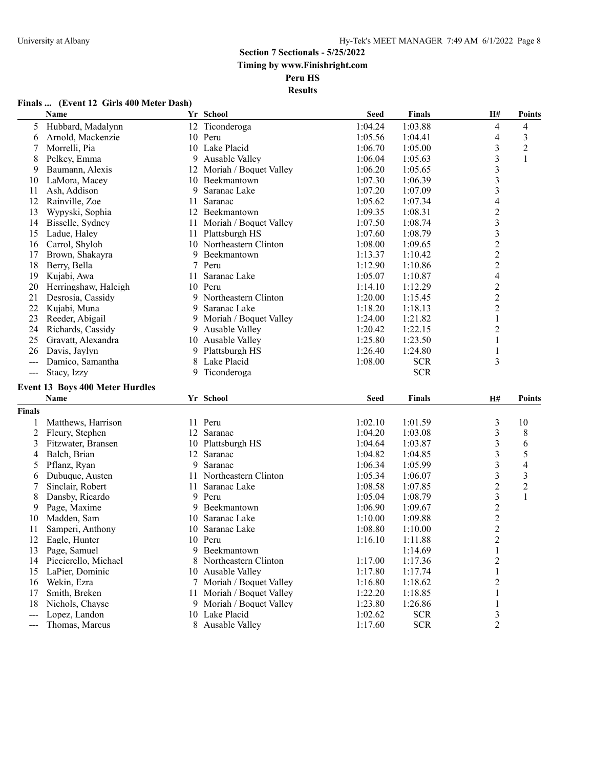## Section 7 Sectionals - 5/25/2022

**Timing by www.Finishright.com**

**Peru HS**

**Results**

### Finals ... (Event 12 Girls 400 Meter Dash)

| | Name | Yr | School | Seed | Finals | H# | Points |
|---|---|---|---|---|---|---|---|
| 5 | Hubbard, Madalynn | 12 | Ticonderoga | 1:04.24 | 1:03.88 | 4 | 4 |
| 6 | Arnold, Mackenzie | 10 | Peru | 1:05.56 | 1:04.41 | 4 | 3 |
| 7 | Morrelli, Pia | 10 | Lake Placid | 1:06.70 | 1:05.00 | 3 | 2 |
| 8 | Pelkey, Emma | 9 | Ausable Valley | 1:06.04 | 1:05.63 | 3 | 1 |
| 9 | Baumann, Alexis | 12 | Moriah / Boquet Valley | 1:06.20 | 1:05.65 | 3 | |
| 10 | LaMora, Macey | 10 | Beekmantown | 1:07.30 | 1:06.39 | 3 | |
| 11 | Ash, Addison | 9 | Saranac Lake | 1:07.20 | 1:07.09 | 3 | |
| 12 | Rainville, Zoe | 11 | Saranac | 1:05.62 | 1:07.34 | 4 | |
| 13 | Wypyski, Sophia | 12 | Beekmantown | 1:09.35 | 1:08.31 | 2 | |
| 14 | Bisselle, Sydney | 11 | Moriah / Boquet Valley | 1:07.50 | 1:08.74 | 3 | |
| 15 | Ladue, Haley | 11 | Plattsburgh HS | 1:07.60 | 1:08.79 | 3 | |
| 16 | Carrol, Shyloh | 10 | Northeastern Clinton | 1:08.00 | 1:09.65 | 2 | |
| 17 | Brown, Shakayra | 9 | Beekmantown | 1:13.37 | 1:10.42 | 2 | |
| 18 | Berry, Bella | 7 | Peru | 1:12.90 | 1:10.86 | 2 | |
| 19 | Kujabi, Awa | 11 | Saranac Lake | 1:05.07 | 1:10.87 | 4 | |
| 20 | Herringshaw, Haleigh | 10 | Peru | 1:14.10 | 1:12.29 | 2 | |
| 21 | Desrosia, Cassidy | 9 | Northeastern Clinton | 1:20.00 | 1:15.45 | 2 | |
| 22 | Kujabi, Muna | 9 | Saranac Lake | 1:18.20 | 1:18.13 | 2 | |
| 23 | Reeder, Abigail | 9 | Moriah / Boquet Valley | 1:24.00 | 1:21.82 | 1 | |
| 24 | Richards, Cassidy | 9 | Ausable Valley | 1:20.42 | 1:22.15 | 2 | |
| 25 | Gravatt, Alexandra | 10 | Ausable Valley | 1:25.80 | 1:23.50 | 1 | |
| 26 | Davis, Jaylyn | 9 | Plattsburgh HS | 1:26.40 | 1:24.80 | 1 | |
| --- | Damico, Samantha | 8 | Lake Placid | 1:08.00 | SCR | 3 | |
| --- | Stacy, Izzy | 9 | Ticonderoga | | SCR | | |

### Event 13 Boys 400 Meter Hurdles

| | Name | Yr | School | Seed | Finals | H# | Points |
|---|---|---|---|---|---|---|---|
| **Finals** | | | | | | | |
| 1 | Matthews, Harrison | 11 | Peru | 1:02.10 | 1:01.59 | 3 | 10 |
| 2 | Fleury, Stephen | 12 | Saranac | 1:04.20 | 1:03.08 | 3 | 8 |
| 3 | Fitzwater, Bransen | 10 | Plattsburgh HS | 1:04.64 | 1:03.87 | 3 | 6 |
| 4 | Balch, Brian | 12 | Saranac | 1:04.82 | 1:04.85 | 3 | 5 |
| 5 | Pflanz, Ryan | 9 | Saranac | 1:06.34 | 1:05.99 | 3 | 4 |
| 6 | Dubuque, Austen | 11 | Northeastern Clinton | 1:05.34 | 1:06.07 | 3 | 3 |
| 7 | Sinclair, Robert | 11 | Saranac Lake | 1:08.58 | 1:07.85 | 2 | 2 |
| 8 | Dansby, Ricardo | 9 | Peru | 1:05.04 | 1:08.79 | 3 | 1 |
| 9 | Page, Maxime | 9 | Beekmantown | 1:06.90 | 1:09.67 | 2 | |
| 10 | Madden, Sam | 10 | Saranac Lake | 1:10.00 | 1:09.88 | 2 | |
| 11 | Samperi, Anthony | 10 | Saranac Lake | 1:08.80 | 1:10.00 | 2 | |
| 12 | Eagle, Hunter | 10 | Peru | 1:16.10 | 1:11.88 | 2 | |
| 13 | Page, Samuel | 9 | Beekmantown | | 1:14.69 | 1 | |
| 14 | Piccierello, Michael | 8 | Northeastern Clinton | 1:17.00 | 1:17.36 | 2 | |
| 15 | LaPier, Dominic | 10 | Ausable Valley | 1:17.80 | 1:17.74 | 1 | |
| 16 | Wekin, Ezra | 7 | Moriah / Boquet Valley | 1:16.80 | 1:18.62 | 2 | |
| 17 | Smith, Breken | 11 | Moriah / Boquet Valley | 1:22.20 | 1:18.85 | 1 | |
| 18 | Nichols, Chayse | 9 | Moriah / Boquet Valley | 1:23.80 | 1:26.86 | 1 | |
| --- | Lopez, Landon | 10 | Lake Placid | 1:02.62 | SCR | 3 | |
| --- | Thomas, Marcus | 8 | Ausable Valley | 1:17.60 | SCR | 2 | |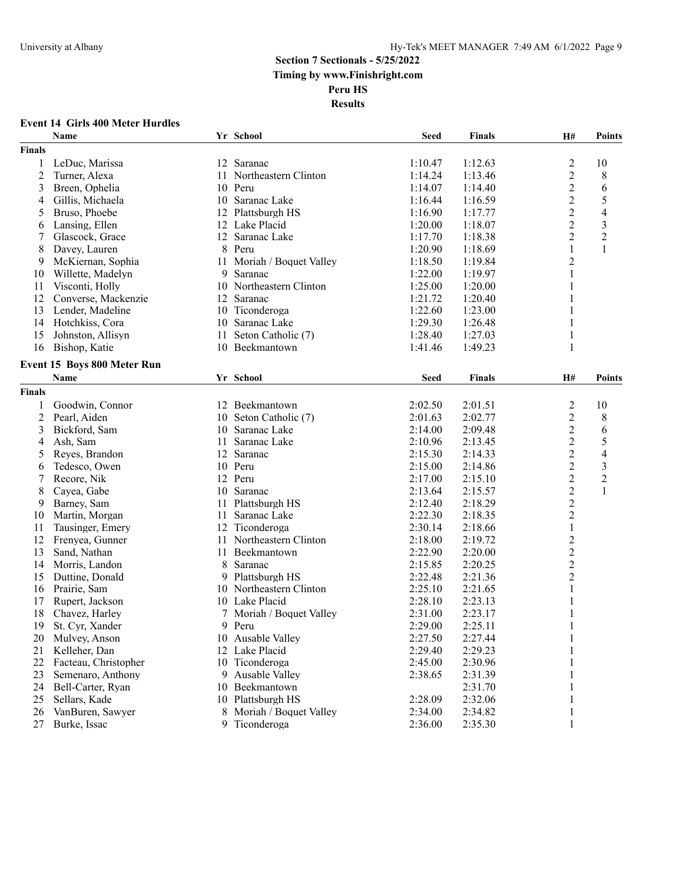## Section 7 Sectionals - 5/25/2022

**Timing by www.Finishright.com**

**Peru HS**

**Results**

### Event 14 Girls 400 Meter Hurdles

| | Name | Yr | School | Seed | Finals | H# | Points |
|---|---|---|---|---|---|---|---|
| **Finals** | | | | | | | |
| 1 | LeDuc, Marissa | 12 | Saranac | 1:10.47 | 1:12.63 | 2 | 10 |
| 2 | Turner, Alexa | 11 | Northeastern Clinton | 1:14.24 | 1:13.46 | 2 | 8 |
| 3 | Breen, Ophelia | 10 | Peru | 1:14.07 | 1:14.40 | 2 | 6 |
| 4 | Gillis, Michaela | 10 | Saranac Lake | 1:16.44 | 1:16.59 | 2 | 5 |
| 5 | Bruso, Phoebe | 12 | Plattsburgh HS | 1:16.90 | 1:17.77 | 2 | 4 |
| 6 | Lansing, Ellen | 12 | Lake Placid | 1:20.00 | 1:18.07 | 2 | 3 |
| 7 | Glascock, Grace | 12 | Saranac Lake | 1:17.70 | 1:18.38 | 2 | 2 |
| 8 | Davey, Lauren | 8 | Peru | 1:20.90 | 1:18.69 | 1 | 1 |
| 9 | McKiernan, Sophia | 11 | Moriah / Boquet Valley | 1:18.50 | 1:19.84 | 2 | |
| 10 | Willette, Madelyn | 9 | Saranac | 1:22.00 | 1:19.97 | 1 | |
| 11 | Visconti, Holly | 10 | Northeastern Clinton | 1:25.00 | 1:20.00 | 1 | |
| 12 | Converse, Mackenzie | 12 | Saranac | 1:21.72 | 1:20.40 | 1 | |
| 13 | Lender, Madeline | 10 | Ticonderoga | 1:22.60 | 1:23.00 | 1 | |
| 14 | Hotchkiss, Cora | 10 | Saranac Lake | 1:29.30 | 1:26.48 | 1 | |
| 15 | Johnston, Allisyn | 11 | Seton Catholic (7) | 1:28.40 | 1:27.03 | 1 | |
| 16 | Bishop, Katie | 10 | Beekmantown | 1:41.46 | 1:49.23 | 1 | |

### Event 15 Boys 800 Meter Run

| | Name | Yr | School | Seed | Finals | H# | Points |
|---|---|---|---|---|---|---|---|
| **Finals** | | | | | | | |
| 1 | Goodwin, Connor | 12 | Beekmantown | 2:02.50 | 2:01.51 | 2 | 10 |
| 2 | Pearl, Aiden | 10 | Seton Catholic (7) | 2:01.63 | 2:02.77 | 2 | 8 |
| 3 | Bickford, Sam | 10 | Saranac Lake | 2:14.00 | 2:09.48 | 2 | 6 |
| 4 | Ash, Sam | 11 | Saranac Lake | 2:10.96 | 2:13.45 | 2 | 5 |
| 5 | Reyes, Brandon | 12 | Saranac | 2:15.30 | 2:14.33 | 2 | 4 |
| 6 | Tedesco, Owen | 10 | Peru | 2:15.00 | 2:14.86 | 2 | 3 |
| 7 | Recore, Nik | 12 | Peru | 2:17.00 | 2:15.10 | 2 | 2 |
| 8 | Cayea, Gabe | 10 | Saranac | 2:13.64 | 2:15.57 | 2 | 1 |
| 9 | Barney, Sam | 11 | Plattsburgh HS | 2:12.40 | 2:18.29 | 2 | |
| 10 | Martin, Morgan | 11 | Saranac Lake | 2:22.30 | 2:18.35 | 2 | |
| 11 | Tausinger, Emery | 12 | Ticonderoga | 2:30.14 | 2:18.66 | 1 | |
| 12 | Frenyea, Gunner | 11 | Northeastern Clinton | 2:18.00 | 2:19.72 | 2 | |
| 13 | Sand, Nathan | 11 | Beekmantown | 2:22.90 | 2:20.00 | 2 | |
| 14 | Morris, Landon | 8 | Saranac | 2:15.85 | 2:20.25 | 2 | |
| 15 | Duttine, Donald | 9 | Plattsburgh HS | 2:22.48 | 2:21.36 | 2 | |
| 16 | Prairie, Sam | 10 | Northeastern Clinton | 2:25.10 | 2:21.65 | 1 | |
| 17 | Rupert, Jackson | 10 | Lake Placid | 2:28.10 | 2:23.13 | 1 | |
| 18 | Chavez, Harley | 7 | Moriah / Boquet Valley | 2:31.00 | 2:23.17 | 1 | |
| 19 | St. Cyr, Xander | 9 | Peru | 2:29.00 | 2:25.11 | 1 | |
| 20 | Mulvey, Anson | 10 | Ausable Valley | 2:27.50 | 2:27.44 | 1 | |
| 21 | Kelleher, Dan | 12 | Lake Placid | 2:29.40 | 2:29.23 | 1 | |
| 22 | Facteau, Christopher | 10 | Ticonderoga | 2:45.00 | 2:30.96 | 1 | |
| 23 | Semenaro, Anthony | 9 | Ausable Valley | 2:38.65 | 2:31.39 | 1 | |
| 24 | Bell-Carter, Ryan | 10 | Beekmantown | | 2:31.70 | 1 | |
| 25 | Sellars, Kade | 10 | Plattsburgh HS | 2:28.09 | 2:32.06 | 1 | |
| 26 | VanBuren, Sawyer | 8 | Moriah / Boquet Valley | 2:34.00 | 2:34.82 | 1 | |
| 27 | Burke, Issac | 9 | Ticonderoga | 2:36.00 | 2:35.30 | 1 | |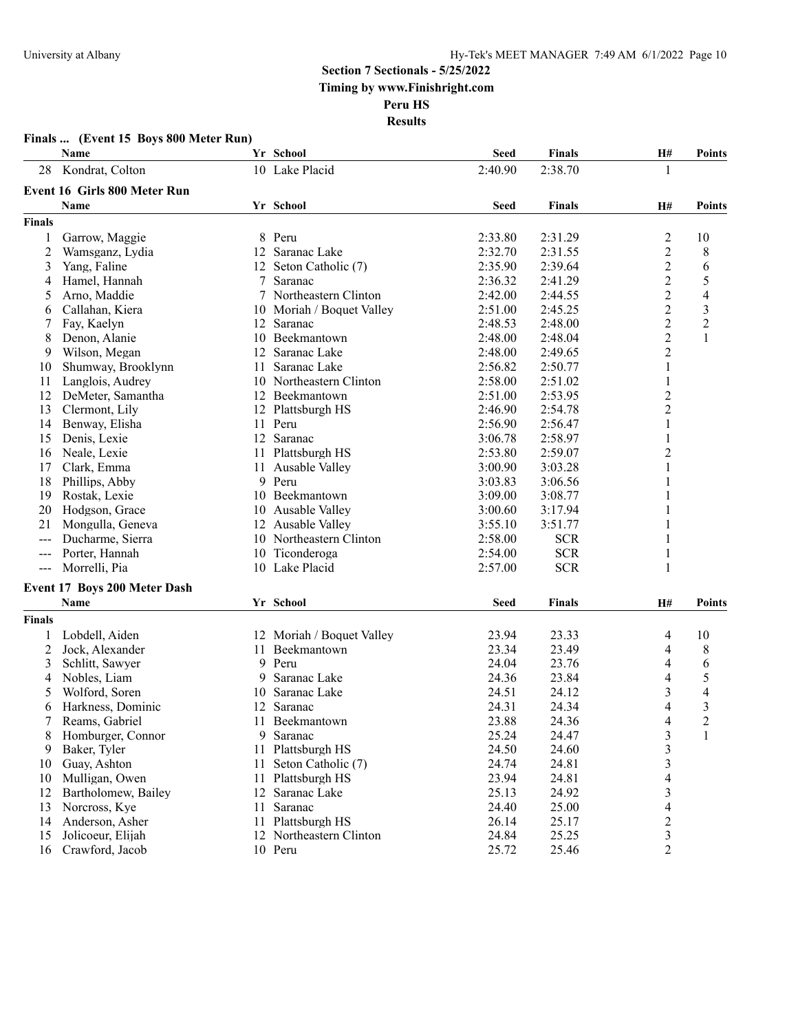## Section 7 Sectionals - 5/25/2022

**Timing by www.Finishright.com**

**Peru HS**

**Results**

### Finals ... (Event 15 Boys 800 Meter Run)

| | Name | Yr | School | Seed | Finals | H# | Points |
|---|---|---|---|---|---|---|---|
| 28 | Kondrat, Colton | 10 | Lake Placid | 2:40.90 | 2:38.70 | 1 | |

### Event 16 Girls 800 Meter Run

| | Name | Yr | School | Seed | Finals | H# | Points |
|---|---|---|---|---|---|---|---|
| **Finals** | | | | | | | |
| 1 | Garrow, Maggie | 8 | Peru | 2:33.80 | 2:31.29 | 2 | 10 |
| 2 | Wamsganz, Lydia | 12 | Saranac Lake | 2:32.70 | 2:31.55 | 2 | 8 |
| 3 | Yang, Faline | 12 | Seton Catholic (7) | 2:35.90 | 2:39.64 | 2 | 6 |
| 4 | Hamel, Hannah | 7 | Saranac | 2:36.32 | 2:41.29 | 2 | 5 |
| 5 | Arno, Maddie | 7 | Northeastern Clinton | 2:42.00 | 2:44.55 | 2 | 4 |
| 6 | Callahan, Kiera | 10 | Moriah / Boquet Valley | 2:51.00 | 2:45.25 | 2 | 3 |
| 7 | Fay, Kaelyn | 12 | Saranac | 2:48.53 | 2:48.00 | 2 | 2 |
| 8 | Denon, Alanie | 10 | Beekmantown | 2:48.00 | 2:48.04 | 2 | 1 |
| 9 | Wilson, Megan | 12 | Saranac Lake | 2:48.00 | 2:49.65 | 2 | |
| 10 | Shumway, Brooklynn | 11 | Saranac Lake | 2:56.82 | 2:50.77 | 1 | |
| 11 | Langlois, Audrey | 10 | Northeastern Clinton | 2:58.00 | 2:51.02 | 1 | |
| 12 | DeMeter, Samantha | 12 | Beekmantown | 2:51.00 | 2:53.95 | 2 | |
| 13 | Clermont, Lily | 12 | Plattsburgh HS | 2:46.90 | 2:54.78 | 2 | |
| 14 | Benway, Elisha | 11 | Peru | 2:56.90 | 2:56.47 | 1 | |
| 15 | Denis, Lexie | 12 | Saranac | 3:06.78 | 2:58.97 | 1 | |
| 16 | Neale, Lexie | 11 | Plattsburgh HS | 2:53.80 | 2:59.07 | 2 | |
| 17 | Clark, Emma | 11 | Ausable Valley | 3:00.90 | 3:03.28 | 1 | |
| 18 | Phillips, Abby | 9 | Peru | 3:03.83 | 3:06.56 | 1 | |
| 19 | Rostak, Lexie | 10 | Beekmantown | 3:09.00 | 3:08.77 | 1 | |
| 20 | Hodgson, Grace | 10 | Ausable Valley | 3:00.60 | 3:17.94 | 1 | |
| 21 | Mongulla, Geneva | 12 | Ausable Valley | 3:55.10 | 3:51.77 | 1 | |
| --- | Ducharme, Sierra | 10 | Northeastern Clinton | 2:58.00 | SCR | 1 | |
| --- | Porter, Hannah | 10 | Ticonderoga | 2:54.00 | SCR | 1 | |
| --- | Morrelli, Pia | 10 | Lake Placid | 2:57.00 | SCR | 1 | |

### Event 17 Boys 200 Meter Dash

| | Name | Yr | School | Seed | Finals | H# | Points |
|---|---|---|---|---|---|---|---|
| **Finals** | | | | | | | |
| 1 | Lobdell, Aiden | 12 | Moriah / Boquet Valley | 23.94 | 23.33 | 4 | 10 |
| 2 | Jock, Alexander | 11 | Beekmantown | 23.34 | 23.49 | 4 | 8 |
| 3 | Schlitt, Sawyer | 9 | Peru | 24.04 | 23.76 | 4 | 6 |
| 4 | Nobles, Liam | 9 | Saranac Lake | 24.36 | 23.84 | 4 | 5 |
| 5 | Wolford, Soren | 10 | Saranac Lake | 24.51 | 24.12 | 3 | 4 |
| 6 | Harkness, Dominic | 12 | Saranac | 24.31 | 24.34 | 4 | 3 |
| 7 | Reams, Gabriel | 11 | Beekmantown | 23.88 | 24.36 | 4 | 2 |
| 8 | Homburger, Connor | 9 | Saranac | 25.24 | 24.47 | 3 | 1 |
| 9 | Baker, Tyler | 11 | Plattsburgh HS | 24.50 | 24.60 | 3 | |
| 10 | Guay, Ashton | 11 | Seton Catholic (7) | 24.74 | 24.81 | 3 | |
| 10 | Mulligan, Owen | 11 | Plattsburgh HS | 23.94 | 24.81 | 4 | |
| 12 | Bartholomew, Bailey | 12 | Saranac Lake | 25.13 | 24.92 | 3 | |
| 13 | Norcross, Kye | 11 | Saranac | 24.40 | 25.00 | 4 | |
| 14 | Anderson, Asher | 11 | Plattsburgh HS | 26.14 | 25.17 | 2 | |
| 15 | Jolicoeur, Elijah | 12 | Northeastern Clinton | 24.84 | 25.25 | 3 | |
| 16 | Crawford, Jacob | 10 | Peru | 25.72 | 25.46 | 2 | |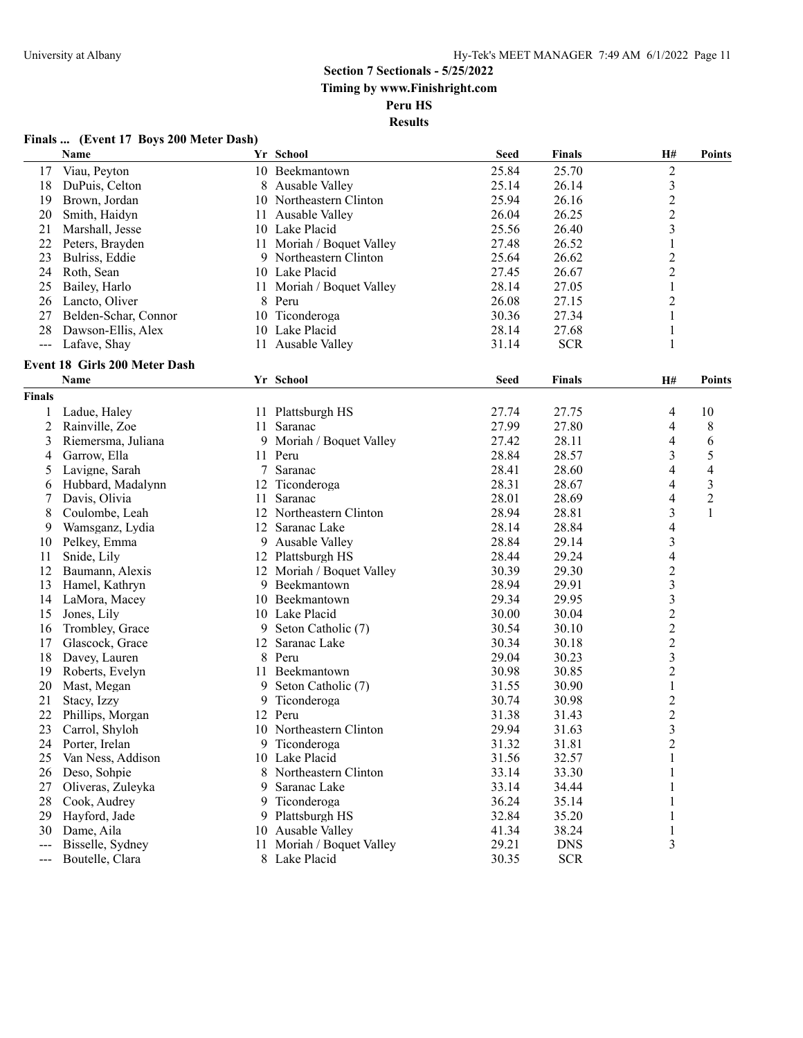# Section 7 Sectionals - 5/25/2022

**Timing by www.Finishright.com**

**Peru HS**

**Results**

### Finals ... (Event 17 Boys 200 Meter Dash)

| | Name | Yr | School | Seed | Finals | H# | Points |
|---|---|---|---|---|---|---|---|
| 17 | Viau, Peyton | 10 | Beekmantown | 25.84 | 25.70 | 2 | |
| 18 | DuPuis, Celton | 8 | Ausable Valley | 25.14 | 26.14 | 3 | |
| 19 | Brown, Jordan | 10 | Northeastern Clinton | 25.94 | 26.16 | 2 | |
| 20 | Smith, Haidyn | 11 | Ausable Valley | 26.04 | 26.25 | 2 | |
| 21 | Marshall, Jesse | 10 | Lake Placid | 25.56 | 26.40 | 3 | |
| 22 | Peters, Brayden | 11 | Moriah / Boquet Valley | 27.48 | 26.52 | 1 | |
| 23 | Bulriss, Eddie | 9 | Northeastern Clinton | 25.64 | 26.62 | 2 | |
| 24 | Roth, Sean | 10 | Lake Placid | 27.45 | 26.67 | 2 | |
| 25 | Bailey, Harlo | 11 | Moriah / Boquet Valley | 28.14 | 27.05 | 1 | |
| 26 | Lancto, Oliver | 8 | Peru | 26.08 | 27.15 | 2 | |
| 27 | Belden-Schar, Connor | 10 | Ticonderoga | 30.36 | 27.34 | 1 | |
| 28 | Dawson-Ellis, Alex | 10 | Lake Placid | 28.14 | 27.68 | 1 | |
| --- | Lafave, Shay | 11 | Ausable Valley | 31.14 | SCR | 1 | |

### Event 18 Girls 200 Meter Dash

| | Name | Yr | School | Seed | Finals | H# | Points |
|---|---|---|---|---|---|---|---|
| **Finals** | | | | | | | |
| 1 | Ladue, Haley | 11 | Plattsburgh HS | 27.74 | 27.75 | 4 | 10 |
| 2 | Rainville, Zoe | 11 | Saranac | 27.99 | 27.80 | 4 | 8 |
| 3 | Riemersma, Juliana | 9 | Moriah / Boquet Valley | 27.42 | 28.11 | 4 | 6 |
| 4 | Garrow, Ella | 11 | Peru | 28.84 | 28.57 | 3 | 5 |
| 5 | Lavigne, Sarah | 7 | Saranac | 28.41 | 28.60 | 4 | 4 |
| 6 | Hubbard, Madalynn | 12 | Ticonderoga | 28.31 | 28.67 | 4 | 3 |
| 7 | Davis, Olivia | 11 | Saranac | 28.01 | 28.69 | 4 | 2 |
| 8 | Coulombe, Leah | 12 | Northeastern Clinton | 28.94 | 28.81 | 3 | 1 |
| 9 | Wamsganz, Lydia | 12 | Saranac Lake | 28.14 | 28.84 | 4 | |
| 10 | Pelkey, Emma | 9 | Ausable Valley | 28.84 | 29.14 | 3 | |
| 11 | Snide, Lily | 12 | Plattsburgh HS | 28.44 | 29.24 | 4 | |
| 12 | Baumann, Alexis | 12 | Moriah / Boquet Valley | 30.39 | 29.30 | 2 | |
| 13 | Hamel, Kathryn | 9 | Beekmantown | 28.94 | 29.91 | 3 | |
| 14 | LaMora, Macey | 10 | Beekmantown | 29.34 | 29.95 | 3 | |
| 15 | Jones, Lily | 10 | Lake Placid | 30.00 | 30.04 | 2 | |
| 16 | Trombley, Grace | 9 | Seton Catholic (7) | 30.54 | 30.10 | 2 | |
| 17 | Glascock, Grace | 12 | Saranac Lake | 30.34 | 30.18 | 2 | |
| 18 | Davey, Lauren | 8 | Peru | 29.04 | 30.23 | 3 | |
| 19 | Roberts, Evelyn | 11 | Beekmantown | 30.98 | 30.85 | 2 | |
| 20 | Mast, Megan | 9 | Seton Catholic (7) | 31.55 | 30.90 | 1 | |
| 21 | Stacy, Izzy | 9 | Ticonderoga | 30.74 | 30.98 | 2 | |
| 22 | Phillips, Morgan | 12 | Peru | 31.38 | 31.43 | 2 | |
| 23 | Carrol, Shyloh | 10 | Northeastern Clinton | 29.94 | 31.63 | 3 | |
| 24 | Porter, Irelan | 9 | Ticonderoga | 31.32 | 31.81 | 2 | |
| 25 | Van Ness, Addison | 10 | Lake Placid | 31.56 | 32.57 | 1 | |
| 26 | Deso, Sohpie | 8 | Northeastern Clinton | 33.14 | 33.30 | 1 | |
| 27 | Oliveras, Zuleyka | 9 | Saranac Lake | 33.14 | 34.44 | 1 | |
| 28 | Cook, Audrey | 9 | Ticonderoga | 36.24 | 35.14 | 1 | |
| 29 | Hayford, Jade | 9 | Plattsburgh HS | 32.84 | 35.20 | 1 | |
| 30 | Dame, Aila | 10 | Ausable Valley | 41.34 | 38.24 | 1 | |
| --- | Bisselle, Sydney | 11 | Moriah / Boquet Valley | 29.21 | DNS | 3 | |
| --- | Boutelle, Clara | 8 | Lake Placid | 30.35 | SCR | | |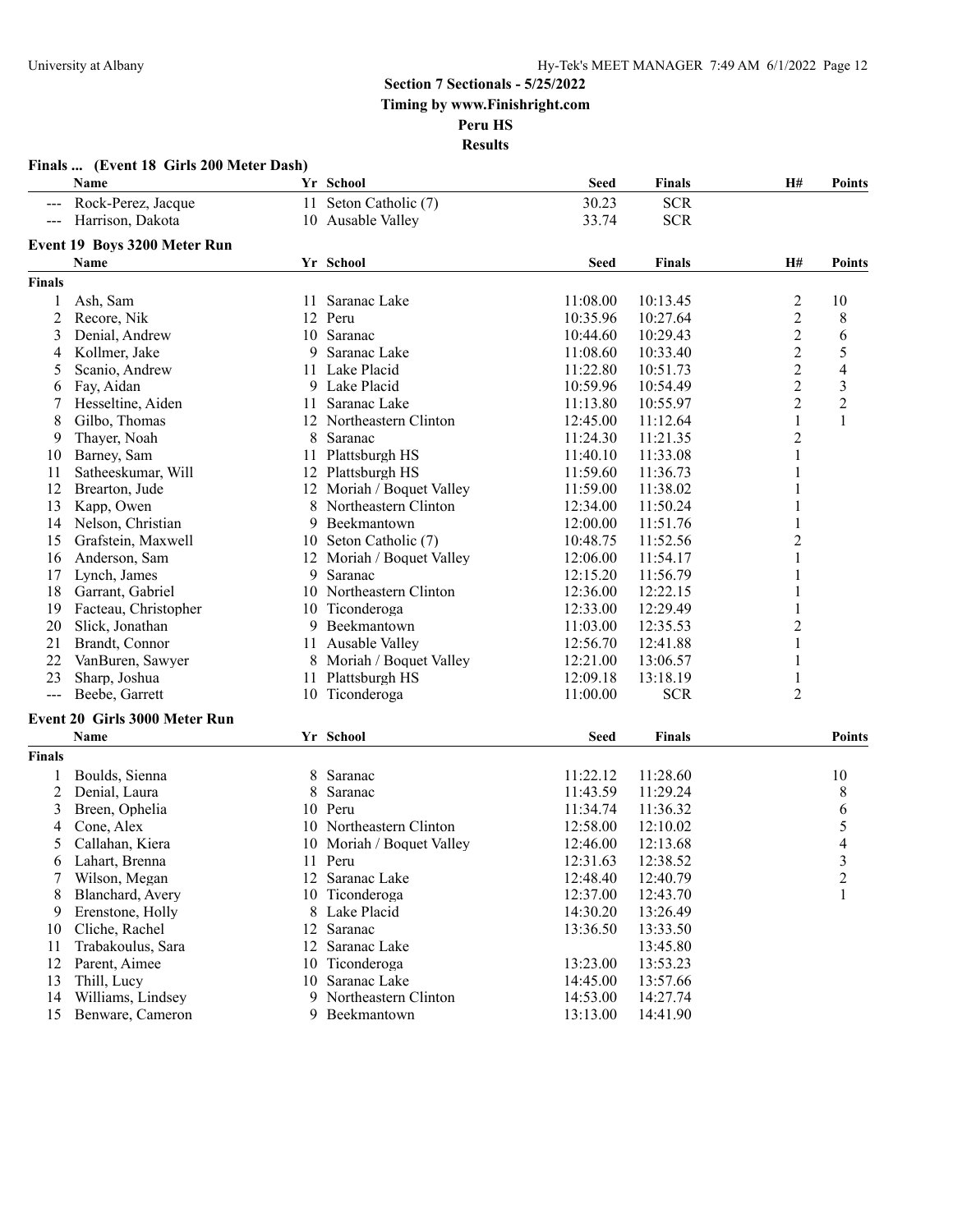## Section 7 Sectionals - 5/25/2022

**Timing by www.Finishright.com**

**Peru HS**

**Results**

### Finals ... (Event 18 Girls 200 Meter Dash)

| | Name | Yr | School | Seed | Finals | H# | Points |
|---|---|---|---|---|---|---|---|
| --- | Rock-Perez, Jacque | 11 | Seton Catholic (7) | 30.23 | SCR | | |
| --- | Harrison, Dakota | 10 | Ausable Valley | 33.74 | SCR | | |

### Event 19 Boys 3200 Meter Run

| | Name | Yr | School | Seed | Finals | H# | Points |
|---|---|---|---|---|---|---|---|
| **Finals** | | | | | | | |
| 1 | Ash, Sam | 11 | Saranac Lake | 11:08.00 | 10:13.45 | 2 | 10 |
| 2 | Recore, Nik | 12 | Peru | 10:35.96 | 10:27.64 | 2 | 8 |
| 3 | Denial, Andrew | 10 | Saranac | 10:44.60 | 10:29.43 | 2 | 6 |
| 4 | Kollmer, Jake | 9 | Saranac Lake | 11:08.60 | 10:33.40 | 2 | 5 |
| 5 | Scanio, Andrew | 11 | Lake Placid | 11:22.80 | 10:51.73 | 2 | 4 |
| 6 | Fay, Aidan | 9 | Lake Placid | 10:59.96 | 10:54.49 | 2 | 3 |
| 7 | Hesseltine, Aiden | 11 | Saranac Lake | 11:13.80 | 10:55.97 | 2 | 2 |
| 8 | Gilbo, Thomas | 12 | Northeastern Clinton | 12:45.00 | 11:12.64 | 1 | 1 |
| 9 | Thayer, Noah | 8 | Saranac | 11:24.30 | 11:21.35 | 2 | |
| 10 | Barney, Sam | 11 | Plattsburgh HS | 11:40.10 | 11:33.08 | 1 | |
| 11 | Satheeskumar, Will | 12 | Plattsburgh HS | 11:59.60 | 11:36.73 | 1 | |
| 12 | Brearton, Jude | 12 | Moriah / Boquet Valley | 11:59.00 | 11:38.02 | 1 | |
| 13 | Kapp, Owen | 8 | Northeastern Clinton | 12:34.00 | 11:50.24 | 1 | |
| 14 | Nelson, Christian | 9 | Beekmantown | 12:00.00 | 11:51.76 | 1 | |
| 15 | Grafstein, Maxwell | 10 | Seton Catholic (7) | 10:48.75 | 11:52.56 | 2 | |
| 16 | Anderson, Sam | 12 | Moriah / Boquet Valley | 12:06.00 | 11:54.17 | 1 | |
| 17 | Lynch, James | 9 | Saranac | 12:15.20 | 11:56.79 | 1 | |
| 18 | Garrant, Gabriel | 10 | Northeastern Clinton | 12:36.00 | 12:22.15 | 1 | |
| 19 | Facteau, Christopher | 10 | Ticonderoga | 12:33.00 | 12:29.49 | 1 | |
| 20 | Slick, Jonathan | 9 | Beekmantown | 11:03.00 | 12:35.53 | 2 | |
| 21 | Brandt, Connor | 11 | Ausable Valley | 12:56.70 | 12:41.88 | 1 | |
| 22 | VanBuren, Sawyer | 8 | Moriah / Boquet Valley | 12:21.00 | 13:06.57 | 1 | |
| 23 | Sharp, Joshua | 11 | Plattsburgh HS | 12:09.18 | 13:18.19 | 1 | |
| --- | Beebe, Garrett | 10 | Ticonderoga | 11:00.00 | SCR | 2 | |

### Event 20 Girls 3000 Meter Run

| | Name | Yr | School | Seed | Finals | Points |
|---|---|---|---|---|---|---|
| **Finals** | | | | | | |
| 1 | Boulds, Sienna | 8 | Saranac | 11:22.12 | 11:28.60 | 10 |
| 2 | Denial, Laura | 8 | Saranac | 11:43.59 | 11:29.24 | 8 |
| 3 | Breen, Ophelia | 10 | Peru | 11:34.74 | 11:36.32 | 6 |
| 4 | Cone, Alex | 10 | Northeastern Clinton | 12:58.00 | 12:10.02 | 5 |
| 5 | Callahan, Kiera | 10 | Moriah / Boquet Valley | 12:46.00 | 12:13.68 | 4 |
| 6 | Lahart, Brenna | 11 | Peru | 12:31.63 | 12:38.52 | 3 |
| 7 | Wilson, Megan | 12 | Saranac Lake | 12:48.40 | 12:40.79 | 2 |
| 8 | Blanchard, Avery | 10 | Ticonderoga | 12:37.00 | 12:43.70 | 1 |
| 9 | Erenstone, Holly | 8 | Lake Placid | 14:30.20 | 13:26.49 | |
| 10 | Cliche, Rachel | 12 | Saranac | 13:36.50 | 13:33.50 | |
| 11 | Trabakoulus, Sara | 12 | Saranac Lake | | 13:45.80 | |
| 12 | Parent, Aimee | 10 | Ticonderoga | 13:23.00 | 13:53.23 | |
| 13 | Thill, Lucy | 10 | Saranac Lake | 14:45.00 | 13:57.66 | |
| 14 | Williams, Lindsey | 9 | Northeastern Clinton | 14:53.00 | 14:27.74 | |
| 15 | Benware, Cameron | 9 | Beekmantown | 13:13.00 | 14:41.90 | |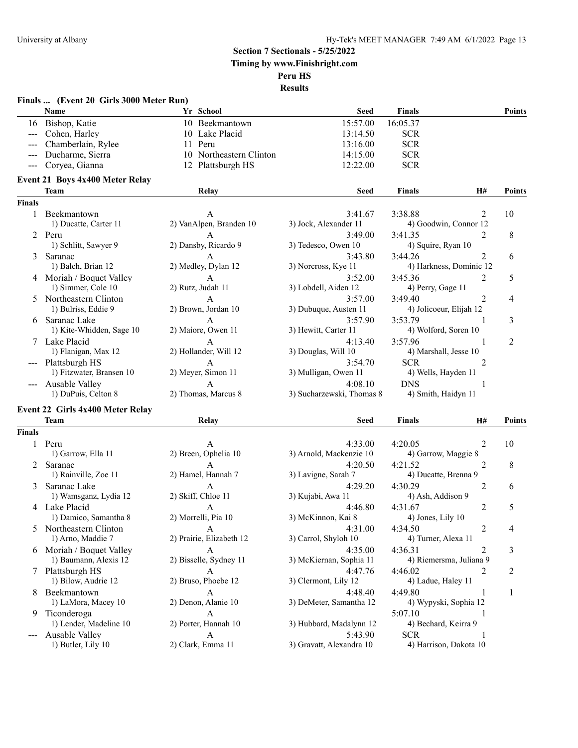**Section 7 Sectionals - 5/25/2022**
**Timing by www.Finishright.com**
**Peru HS**
**Results**

### Finals ... (Event 20 Girls 3000 Meter Run)

| | Name | Yr | School | Seed | Finals | Points |
|---|---|---|---|---|---|---|
| 16 | Bishop, Katie | 10 | Beekmantown | 15:57.00 | 16:05.37 | |
| --- | Cohen, Harley | 10 | Lake Placid | 13:14.50 | SCR | |
| --- | Chamberlain, Rylee | 11 | Peru | 13:16.00 | SCR | |
| --- | Ducharme, Sierra | 10 | Northeastern Clinton | 14:15.00 | SCR | |
| --- | Coryea, Gianna | 12 | Plattsburgh HS | 12:22.00 | SCR | |

### Event 21 Boys 4x400 Meter Relay

| | Team | Relay | Seed | Finals | H# | Points |
|---|---|---|---|---|---|---|
| **Finals** | | | | | | |
| 1 | Beekmantown | A | 3:41.67 | 3:38.88 | 2 | 10 |
| | 1) Ducatte, Carter 11 | 2) VanAlpen, Branden 10 | 3) Jock, Alexander 11 | 4) Goodwin, Connor 12 | | |
| 2 | Peru | A | 3:49.00 | 3:41.35 | 2 | 8 |
| | 1) Schlitt, Sawyer 9 | 2) Dansby, Ricardo 9 | 3) Tedesco, Owen 10 | 4) Squire, Ryan 10 | | |
| 3 | Saranac | A | 3:43.80 | 3:44.26 | 2 | 6 |
| | 1) Balch, Brian 12 | 2) Medley, Dylan 12 | 3) Norcross, Kye 11 | 4) Harkness, Dominic 12 | | |
| 4 | Moriah / Boquet Valley | A | 3:52.00 | 3:45.36 | 2 | 5 |
| | 1) Simmer, Cole 10 | 2) Rutz, Judah 11 | 3) Lobdell, Aiden 12 | 4) Perry, Gage 11 | | |
| 5 | Northeastern Clinton | A | 3:57.00 | 3:49.40 | 2 | 4 |
| | 1) Bulriss, Eddie 9 | 2) Brown, Jordan 10 | 3) Dubuque, Austen 11 | 4) Jolicoeur, Elijah 12 | | |
| 6 | Saranac Lake | A | 3:57.90 | 3:53.79 | 1 | 3 |
| | 1) Kite-Whidden, Sage 10 | 2) Maiore, Owen 11 | 3) Hewitt, Carter 11 | 4) Wolford, Soren 10 | | |
| 7 | Lake Placid | A | 4:13.40 | 3:57.96 | 1 | 2 |
| | 1) Flanigan, Max 12 | 2) Hollander, Will 12 | 3) Douglas, Will 10 | 4) Marshall, Jesse 10 | | |
| --- | Plattsburgh HS | A | 3:54.70 | SCR | 2 | |
| | 1) Fitzwater, Bransen 10 | 2) Meyer, Simon 11 | 3) Mulligan, Owen 11 | 4) Wells, Hayden 11 | | |
| --- | Ausable Valley | A | 4:08.10 | DNS | 1 | |
| | 1) DuPuis, Celton 8 | 2) Thomas, Marcus 8 | 3) Sucharzewski, Thomas 8 | 4) Smith, Haidyn 11 | | |

### Event 22 Girls 4x400 Meter Relay

| | Team | Relay | Seed | Finals | H# | Points |
|---|---|---|---|---|---|---|
| **Finals** | | | | | | |
| 1 | Peru | A | 4:33.00 | 4:20.05 | 2 | 10 |
| | 1) Garrow, Ella 11 | 2) Breen, Ophelia 10 | 3) Arnold, Mackenzie 10 | 4) Garrow, Maggie 8 | | |
| 2 | Saranac | A | 4:20.50 | 4:21.52 | 2 | 8 |
| | 1) Rainville, Zoe 11 | 2) Hamel, Hannah 7 | 3) Lavigne, Sarah 7 | 4) Ducatte, Brenna 9 | | |
| 3 | Saranac Lake | A | 4:29.20 | 4:30.29 | 2 | 6 |
| | 1) Wamsganz, Lydia 12 | 2) Skiff, Chloe 11 | 3) Kujabi, Awa 11 | 4) Ash, Addison 9 | | |
| 4 | Lake Placid | A | 4:46.80 | 4:31.67 | 2 | 5 |
| | 1) Damico, Samantha 8 | 2) Morrelli, Pia 10 | 3) McKinnon, Kai 8 | 4) Jones, Lily 10 | | |
| 5 | Northeastern Clinton | A | 4:31.00 | 4:34.50 | 2 | 4 |
| | 1) Arno, Maddie 7 | 2) Prairie, Elizabeth 12 | 3) Carrol, Shyloh 10 | 4) Turner, Alexa 11 | | |
| 6 | Moriah / Boquet Valley | A | 4:35.00 | 4:36.31 | 2 | 3 |
| | 1) Baumann, Alexis 12 | 2) Bisselle, Sydney 11 | 3) McKiernan, Sophia 11 | 4) Riemersma, Juliana 9 | | |
| 7 | Plattsburgh HS | A | 4:47.76 | 4:46.02 | 2 | 2 |
| | 1) Bilow, Audrie 12 | 2) Bruso, Phoebe 12 | 3) Clermont, Lily 12 | 4) Ladue, Haley 11 | | |
| 8 | Beekmantown | A | 4:48.40 | 4:49.80 | 1 | 1 |
| | 1) LaMora, Macey 10 | 2) Denon, Alanie 10 | 3) DeMeter, Samantha 12 | 4) Wypyski, Sophia 12 | | |
| 9 | Ticonderoga | A | | 5:07.10 | 1 | |
| | 1) Lender, Madeline 10 | 2) Porter, Hannah 10 | 3) Hubbard, Madalynn 12 | 4) Bechard, Keirra 9 | | |
| --- | Ausable Valley | A | 5:43.90 | SCR | 1 | |
| | 1) Butler, Lily 10 | 2) Clark, Emma 11 | 3) Gravatt, Alexandra 10 | 4) Harrison, Dakota 10 | | |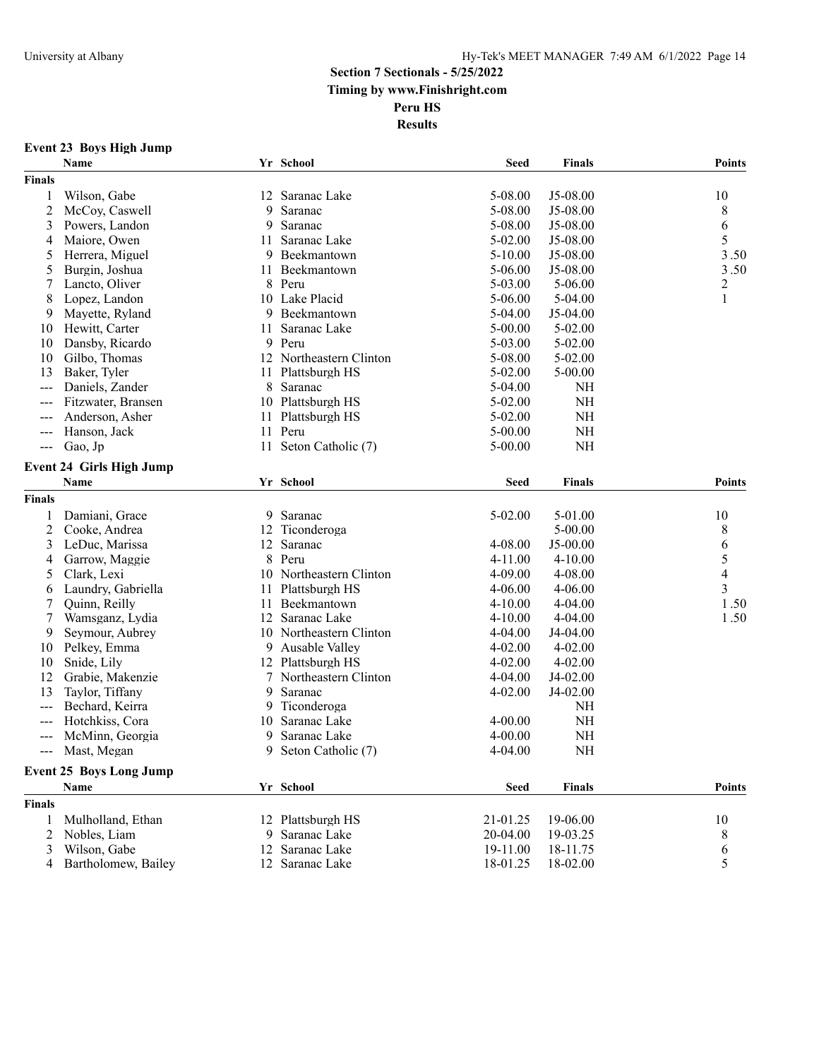## Section 7 Sectionals - 5/25/2022

**Timing by www.Finishright.com**

**Peru HS**

**Results**

### Event 23 Boys High Jump

| | Name | Yr | School | Seed | Finals | Points |
|---|---|---|---|---|---|---|
| **Finals** | | | | | | |
| 1 | Wilson, Gabe | 12 | Saranac Lake | 5-08.00 | J5-08.00 | 10 |
| 2 | McCoy, Caswell | 9 | Saranac | 5-08.00 | J5-08.00 | 8 |
| 3 | Powers, Landon | 9 | Saranac | 5-08.00 | J5-08.00 | 6 |
| 4 | Maiore, Owen | 11 | Saranac Lake | 5-02.00 | J5-08.00 | 5 |
| 5 | Herrera, Miguel | 9 | Beekmantown | 5-10.00 | J5-08.00 | 3.50 |
| 5 | Burgin, Joshua | 11 | Beekmantown | 5-06.00 | J5-08.00 | 3.50 |
| 7 | Lancto, Oliver | 8 | Peru | 5-03.00 | 5-06.00 | 2 |
| 8 | Lopez, Landon | 10 | Lake Placid | 5-06.00 | 5-04.00 | 1 |
| 9 | Mayette, Ryland | 9 | Beekmantown | 5-04.00 | J5-04.00 | |
| 10 | Hewitt, Carter | 11 | Saranac Lake | 5-00.00 | 5-02.00 | |
| 10 | Dansby, Ricardo | 9 | Peru | 5-03.00 | 5-02.00 | |
| 10 | Gilbo, Thomas | 12 | Northeastern Clinton | 5-08.00 | 5-02.00 | |
| 13 | Baker, Tyler | 11 | Plattsburgh HS | 5-02.00 | 5-00.00 | |
| --- | Daniels, Zander | 8 | Saranac | 5-04.00 | NH | |
| --- | Fitzwater, Bransen | 10 | Plattsburgh HS | 5-02.00 | NH | |
| --- | Anderson, Asher | 11 | Plattsburgh HS | 5-02.00 | NH | |
| --- | Hanson, Jack | 11 | Peru | 5-00.00 | NH | |
| --- | Gao, Jp | 11 | Seton Catholic (7) | 5-00.00 | NH | |

### Event 24 Girls High Jump

| | Name | Yr | School | Seed | Finals | Points |
|---|---|---|---|---|---|---|
| **Finals** | | | | | | |
| 1 | Damiani, Grace | 9 | Saranac | 5-02.00 | 5-01.00 | 10 |
| 2 | Cooke, Andrea | 12 | Ticonderoga | | 5-00.00 | 8 |
| 3 | LeDuc, Marissa | 12 | Saranac | 4-08.00 | J5-00.00 | 6 |
| 4 | Garrow, Maggie | 8 | Peru | 4-11.00 | 4-10.00 | 5 |
| 5 | Clark, Lexi | 10 | Northeastern Clinton | 4-09.00 | 4-08.00 | 4 |
| 6 | Laundry, Gabriella | 11 | Plattsburgh HS | 4-06.00 | 4-06.00 | 3 |
| 7 | Quinn, Reilly | 11 | Beekmantown | 4-10.00 | 4-04.00 | 1.50 |
| 7 | Wamsganz, Lydia | 12 | Saranac Lake | 4-10.00 | 4-04.00 | 1.50 |
| 9 | Seymour, Aubrey | 10 | Northeastern Clinton | 4-04.00 | J4-04.00 | |
| 10 | Pelkey, Emma | 9 | Ausable Valley | 4-02.00 | 4-02.00 | |
| 10 | Snide, Lily | 12 | Plattsburgh HS | 4-02.00 | 4-02.00 | |
| 12 | Grabie, Makenzie | 7 | Northeastern Clinton | 4-04.00 | J4-02.00 | |
| 13 | Taylor, Tiffany | 9 | Saranac | 4-02.00 | J4-02.00 | |
| --- | Bechard, Keirra | 9 | Ticonderoga | | NH | |
| --- | Hotchkiss, Cora | 10 | Saranac Lake | 4-00.00 | NH | |
| --- | McMinn, Georgia | 9 | Saranac Lake | 4-00.00 | NH | |
| --- | Mast, Megan | 9 | Seton Catholic (7) | 4-04.00 | NH | |

### Event 25 Boys Long Jump

| | Name | Yr | School | Seed | Finals | Points |
|---|---|---|---|---|---|---|
| **Finals** | | | | | | |
| 1 | Mulholland, Ethan | 12 | Plattsburgh HS | 21-01.25 | 19-06.00 | 10 |
| 2 | Nobles, Liam | 9 | Saranac Lake | 20-04.00 | 19-03.25 | 8 |
| 3 | Wilson, Gabe | 12 | Saranac Lake | 19-11.00 | 18-11.75 | 6 |
| 4 | Bartholomew, Bailey | 12 | Saranac Lake | 18-01.25 | 18-02.00 | 5 |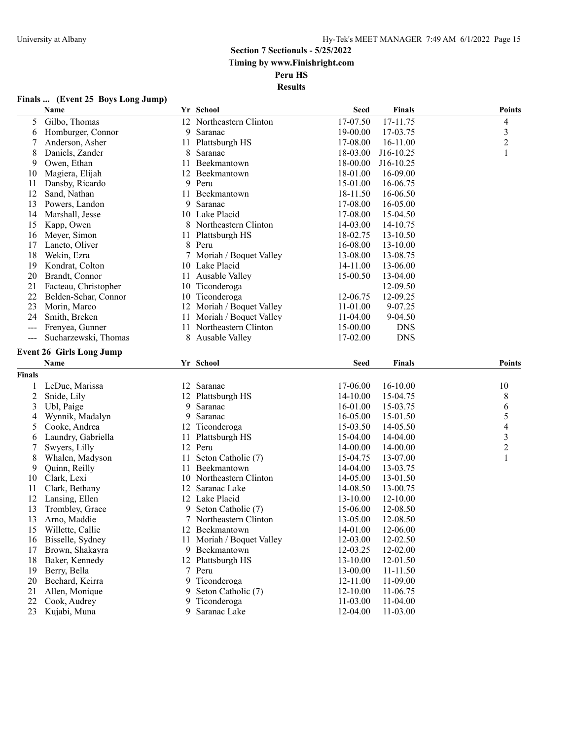## Section 7 Sectionals - 5/25/2022
**Timing by www.Finishright.com**
**Peru HS**
**Results**

### Finals ... (Event 25 Boys Long Jump)

| | Name | Yr | School | Seed | Finals | Points |
|---|---|---|---|---|---|---|
| 5 | Gilbo, Thomas | 12 | Northeastern Clinton | 17-07.50 | 17-11.75 | 4 |
| 6 | Homburger, Connor | 9 | Saranac | 19-00.00 | 17-03.75 | 3 |
| 7 | Anderson, Asher | 11 | Plattsburgh HS | 17-08.00 | 16-11.00 | 2 |
| 8 | Daniels, Zander | 8 | Saranac | 18-03.00 | J16-10.25 | 1 |
| 9 | Owen, Ethan | 11 | Beekmantown | 18-00.00 | J16-10.25 | |
| 10 | Magiera, Elijah | 12 | Beekmantown | 18-01.00 | 16-09.00 | |
| 11 | Dansby, Ricardo | 9 | Peru | 15-01.00 | 16-06.75 | |
| 12 | Sand, Nathan | 11 | Beekmantown | 18-11.50 | 16-06.50 | |
| 13 | Powers, Landon | 9 | Saranac | 17-08.00 | 16-05.00 | |
| 14 | Marshall, Jesse | 10 | Lake Placid | 17-08.00 | 15-04.50 | |
| 15 | Kapp, Owen | 8 | Northeastern Clinton | 14-03.00 | 14-10.75 | |
| 16 | Meyer, Simon | 11 | Plattsburgh HS | 18-02.75 | 13-10.50 | |
| 17 | Lancto, Oliver | 8 | Peru | 16-08.00 | 13-10.00 | |
| 18 | Wekin, Ezra | 7 | Moriah / Boquet Valley | 13-08.00 | 13-08.75 | |
| 19 | Kondrat, Colton | 10 | Lake Placid | 14-11.00 | 13-06.00 | |
| 20 | Brandt, Connor | 11 | Ausable Valley | 15-00.50 | 13-04.00 | |
| 21 | Facteau, Christopher | 10 | Ticonderoga | | 12-09.50 | |
| 22 | Belden-Schar, Connor | 10 | Ticonderoga | 12-06.75 | 12-09.25 | |
| 23 | Morin, Marco | 12 | Moriah / Boquet Valley | 11-01.00 | 9-07.25 | |
| 24 | Smith, Breken | 11 | Moriah / Boquet Valley | 11-04.00 | 9-04.50 | |
| --- | Frenyea, Gunner | 11 | Northeastern Clinton | 15-00.00 | DNS | |
| --- | Sucharzewski, Thomas | 8 | Ausable Valley | 17-02.00 | DNS | |

### Event 26 Girls Long Jump

**Finals**

| | Name | Yr | School | Seed | Finals | Points |
|---|---|---|---|---|---|---|
| 1 | LeDuc, Marissa | 12 | Saranac | 17-06.00 | 16-10.00 | 10 |
| 2 | Snide, Lily | 12 | Plattsburgh HS | 14-10.00 | 15-04.75 | 8 |
| 3 | Ubl, Paige | 9 | Saranac | 16-01.00 | 15-03.75 | 6 |
| 4 | Wynnik, Madalyn | 9 | Saranac | 16-05.00 | 15-01.50 | 5 |
| 5 | Cooke, Andrea | 12 | Ticonderoga | 15-03.50 | 14-05.50 | 4 |
| 6 | Laundry, Gabriella | 11 | Plattsburgh HS | 15-04.00 | 14-04.00 | 3 |
| 7 | Swyers, Lilly | 12 | Peru | 14-00.00 | 14-00.00 | 2 |
| 8 | Whalen, Madyson | 11 | Seton Catholic (7) | 15-04.75 | 13-07.00 | 1 |
| 9 | Quinn, Reilly | 11 | Beekmantown | 14-04.00 | 13-03.75 | |
| 10 | Clark, Lexi | 10 | Northeastern Clinton | 14-05.00 | 13-01.50 | |
| 11 | Clark, Bethany | 12 | Saranac Lake | 14-08.50 | 13-00.75 | |
| 12 | Lansing, Ellen | 12 | Lake Placid | 13-10.00 | 12-10.00 | |
| 13 | Trombley, Grace | 9 | Seton Catholic (7) | 15-06.00 | 12-08.50 | |
| 13 | Arno, Maddie | 7 | Northeastern Clinton | 13-05.00 | 12-08.50 | |
| 15 | Willette, Callie | 12 | Beekmantown | 14-01.00 | 12-06.00 | |
| 16 | Bisselle, Sydney | 11 | Moriah / Boquet Valley | 12-03.00 | 12-02.50 | |
| 17 | Brown, Shakayra | 9 | Beekmantown | 12-03.25 | 12-02.00 | |
| 18 | Baker, Kennedy | 12 | Plattsburgh HS | 13-10.00 | 12-01.50 | |
| 19 | Berry, Bella | 7 | Peru | 13-00.00 | 11-11.50 | |
| 20 | Bechard, Keirra | 9 | Ticonderoga | 12-11.00 | 11-09.00 | |
| 21 | Allen, Monique | 9 | Seton Catholic (7) | 12-10.00 | 11-06.75 | |
| 22 | Cook, Audrey | 9 | Ticonderoga | 11-03.00 | 11-04.00 | |
| 23 | Kujabi, Muna | 9 | Saranac Lake | 12-04.00 | 11-03.00 | |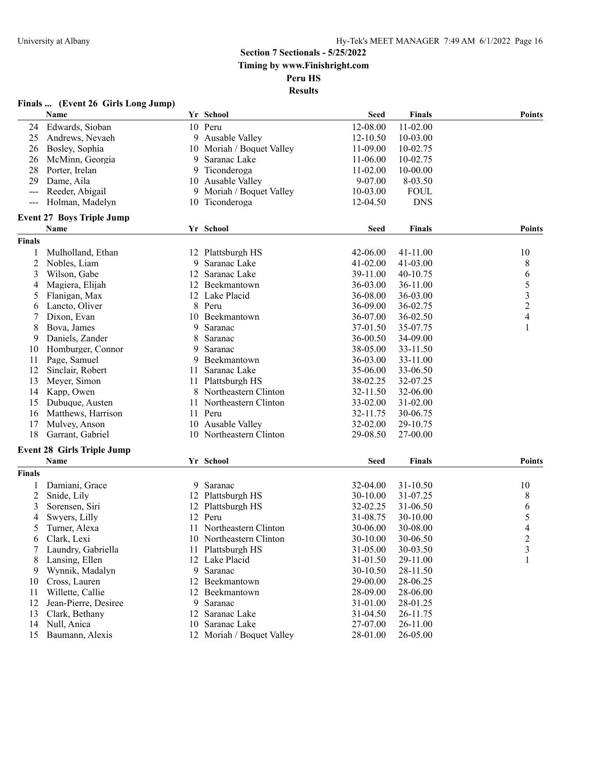## Section 7 Sectionals - 5/25/2022

**Timing by www.Finishright.com**

**Peru HS**

**Results**

### Finals ... (Event 26 Girls Long Jump)

| | Name | Yr | School | Seed | Finals | Points |
|---|---|---|---|---|---|---|
| 24 | Edwards, Sioban | 10 | Peru | 12-08.00 | 11-02.00 | |
| 25 | Andrews, Nevaeh | 9 | Ausable Valley | 12-10.50 | 10-03.00 | |
| 26 | Bosley, Sophia | 10 | Moriah / Boquet Valley | 11-09.00 | 10-02.75 | |
| 26 | McMinn, Georgia | 9 | Saranac Lake | 11-06.00 | 10-02.75 | |
| 28 | Porter, Irelan | 9 | Ticonderoga | 11-02.00 | 10-00.00 | |
| 29 | Dame, Aila | 10 | Ausable Valley | 9-07.00 | 8-03.50 | |
| --- | Reeder, Abigail | 9 | Moriah / Boquet Valley | 10-03.00 | FOUL | |
| --- | Holman, Madelyn | 10 | Ticonderoga | 12-04.50 | DNS | |

### Event 27 Boys Triple Jump

| | Name | Yr | School | Seed | Finals | Points |
|---|---|---|---|---|---|---|
| **Finals** | | | | | | |
| 1 | Mulholland, Ethan | 12 | Plattsburgh HS | 42-06.00 | 41-11.00 | 10 |
| 2 | Nobles, Liam | 9 | Saranac Lake | 41-02.00 | 41-03.00 | 8 |
| 3 | Wilson, Gabe | 12 | Saranac Lake | 39-11.00 | 40-10.75 | 6 |
| 4 | Magiera, Elijah | 12 | Beekmantown | 36-03.00 | 36-11.00 | 5 |
| 5 | Flanigan, Max | 12 | Lake Placid | 36-08.00 | 36-03.00 | 3 |
| 6 | Lancto, Oliver | 8 | Peru | 36-09.00 | 36-02.75 | 2 |
| 7 | Dixon, Evan | 10 | Beekmantown | 36-07.00 | 36-02.50 | 4 |
| 8 | Bova, James | 9 | Saranac | 37-01.50 | 35-07.75 | 1 |
| 9 | Daniels, Zander | 8 | Saranac | 36-00.50 | 34-09.00 | |
| 10 | Homburger, Connor | 9 | Saranac | 38-05.00 | 33-11.50 | |
| 11 | Page, Samuel | 9 | Beekmantown | 36-03.00 | 33-11.00 | |
| 12 | Sinclair, Robert | 11 | Saranac Lake | 35-06.00 | 33-06.50 | |
| 13 | Meyer, Simon | 11 | Plattsburgh HS | 38-02.25 | 32-07.25 | |
| 14 | Kapp, Owen | 8 | Northeastern Clinton | 32-11.50 | 32-06.00 | |
| 15 | Dubuque, Austen | 11 | Northeastern Clinton | 33-02.00 | 31-02.00 | |
| 16 | Matthews, Harrison | 11 | Peru | 32-11.75 | 30-06.75 | |
| 17 | Mulvey, Anson | 10 | Ausable Valley | 32-02.00 | 29-10.75 | |
| 18 | Garrant, Gabriel | 10 | Northeastern Clinton | 29-08.50 | 27-00.00 | |

### Event 28 Girls Triple Jump

| | Name | Yr | School | Seed | Finals | Points |
|---|---|---|---|---|---|---|
| **Finals** | | | | | | |
| 1 | Damiani, Grace | 9 | Saranac | 32-04.00 | 31-10.50 | 10 |
| 2 | Snide, Lily | 12 | Plattsburgh HS | 30-10.00 | 31-07.25 | 8 |
| 3 | Sorensen, Siri | 12 | Plattsburgh HS | 32-02.25 | 31-06.50 | 6 |
| 4 | Swyers, Lilly | 12 | Peru | 31-08.75 | 30-10.00 | 5 |
| 5 | Turner, Alexa | 11 | Northeastern Clinton | 30-06.00 | 30-08.00 | 4 |
| 6 | Clark, Lexi | 10 | Northeastern Clinton | 30-10.00 | 30-06.50 | 2 |
| 7 | Laundry, Gabriella | 11 | Plattsburgh HS | 31-05.00 | 30-03.50 | 3 |
| 8 | Lansing, Ellen | 12 | Lake Placid | 31-01.50 | 29-11.00 | 1 |
| 9 | Wynnik, Madalyn | 9 | Saranac | 30-10.50 | 28-11.50 | |
| 10 | Cross, Lauren | 12 | Beekmantown | 29-00.00 | 28-06.25 | |
| 11 | Willette, Callie | 12 | Beekmantown | 28-09.00 | 28-06.00 | |
| 12 | Jean-Pierre, Desiree | 9 | Saranac | 31-01.00 | 28-01.25 | |
| 13 | Clark, Bethany | 12 | Saranac Lake | 31-04.50 | 26-11.75 | |
| 14 | Null, Anica | 10 | Saranac Lake | 27-07.00 | 26-11.00 | |
| 15 | Baumann, Alexis | 12 | Moriah / Boquet Valley | 28-01.00 | 26-05.00 | |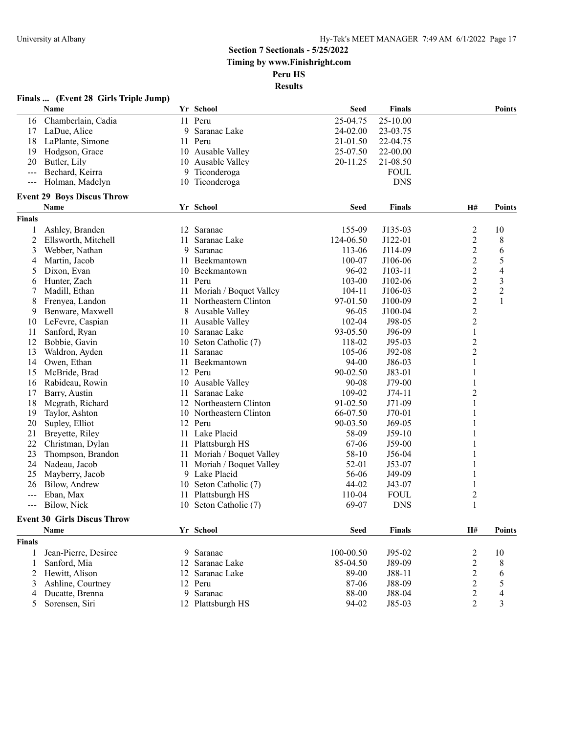## Section 7 Sectionals - 5/25/2022

**Timing by www.Finishright.com**

**Peru HS**

**Results**

### Finals ... (Event 28 Girls Triple Jump)

| | Name | Yr | School | Seed | Finals | Points |
|---|---|---|---|---|---|---|
| 16 | Chamberlain, Cadia | 11 | Peru | 25-04.75 | 25-10.00 | |
| 17 | LaDue, Alice | 9 | Saranac Lake | 24-02.00 | 23-03.75 | |
| 18 | LaPlante, Simone | 11 | Peru | 21-01.50 | 22-04.75 | |
| 19 | Hodgson, Grace | 10 | Ausable Valley | 25-07.50 | 22-00.00 | |
| 20 | Butler, Lily | 10 | Ausable Valley | 20-11.25 | 21-08.50 | |
| --- | Bechard, Keirra | 9 | Ticonderoga | | FOUL | |
| --- | Holman, Madelyn | 10 | Ticonderoga | | DNS | |

### Event 29 Boys Discus Throw

| | Name | Yr | School | Seed | Finals | H# | Points |
|---|---|---|---|---|---|---|---|
| **Finals** | | | | | | | |
| 1 | Ashley, Branden | 12 | Saranac | 155-09 | J135-03 | 2 | 10 |
| 2 | Ellsworth, Mitchell | 11 | Saranac Lake | 124-06.50 | J122-01 | 2 | 8 |
| 3 | Webber, Nathan | 9 | Saranac | 113-06 | J114-09 | 2 | 6 |
| 4 | Martin, Jacob | 11 | Beekmantown | 100-07 | J106-06 | 2 | 5 |
| 5 | Dixon, Evan | 10 | Beekmantown | 96-02 | J103-11 | 2 | 4 |
| 6 | Hunter, Zach | 11 | Peru | 103-00 | J102-06 | 2 | 3 |
| 7 | Madill, Ethan | 11 | Moriah / Boquet Valley | 104-11 | J106-03 | 2 | 2 |
| 8 | Frenyea, Landon | 11 | Northeastern Clinton | 97-01.50 | J100-09 | 2 | 1 |
| 9 | Benware, Maxwell | 8 | Ausable Valley | 96-05 | J100-04 | 2 | |
| 10 | LeFevre, Caspian | 11 | Ausable Valley | 102-04 | J98-05 | 2 | |
| 11 | Sanford, Ryan | 10 | Saranac Lake | 93-05.50 | J96-09 | 1 | |
| 12 | Bobbie, Gavin | 10 | Seton Catholic (7) | 118-02 | J95-03 | 2 | |
| 13 | Waldron, Ayden | 11 | Saranac | 105-06 | J92-08 | 2 | |
| 14 | Owen, Ethan | 11 | Beekmantown | 94-00 | J86-03 | 1 | |
| 15 | McBride, Brad | 12 | Peru | 90-02.50 | J83-01 | 1 | |
| 16 | Rabideau, Rowin | 10 | Ausable Valley | 90-08 | J79-00 | 1 | |
| 17 | Barry, Austin | 11 | Saranac Lake | 109-02 | J74-11 | 2 | |
| 18 | Mcgrath, Richard | 12 | Northeastern Clinton | 91-02.50 | J71-09 | 1 | |
| 19 | Taylor, Ashton | 10 | Northeastern Clinton | 66-07.50 | J70-01 | 1 | |
| 20 | Supley, Elliot | 12 | Peru | 90-03.50 | J69-05 | 1 | |
| 21 | Breyette, Riley | 11 | Lake Placid | 58-09 | J59-10 | 1 | |
| 22 | Christman, Dylan | 11 | Plattsburgh HS | 67-06 | J59-00 | 1 | |
| 23 | Thompson, Brandon | 11 | Moriah / Boquet Valley | 58-10 | J56-04 | 1 | |
| 24 | Nadeau, Jacob | 11 | Moriah / Boquet Valley | 52-01 | J53-07 | 1 | |
| 25 | Mayberry, Jacob | 9 | Lake Placid | 56-06 | J49-09 | 1 | |
| 26 | Bilow, Andrew | 10 | Seton Catholic (7) | 44-02 | J43-07 | 1 | |
| --- | Eban, Max | 11 | Plattsburgh HS | 110-04 | FOUL | 2 | |
| --- | Bilow, Nick | 10 | Seton Catholic (7) | 69-07 | DNS | 1 | |

### Event 30 Girls Discus Throw

| | Name | Yr | School | Seed | Finals | H# | Points |
|---|---|---|---|---|---|---|---|
| **Finals** | | | | | | | |
| 1 | Jean-Pierre, Desiree | 9 | Saranac | 100-00.50 | J95-02 | 2 | 10 |
| 1 | Sanford, Mia | 12 | Saranac Lake | 85-04.50 | J89-09 | 2 | 8 |
| 2 | Hewitt, Alison | 12 | Saranac Lake | 89-00 | J88-11 | 2 | 6 |
| 3 | Ashline, Courtney | 12 | Peru | 87-06 | J88-09 | 2 | 5 |
| 4 | Ducatte, Brenna | 9 | Saranac | 88-00 | J88-04 | 2 | 4 |
| 5 | Sorensen, Siri | 12 | Plattsburgh HS | 94-02 | J85-03 | 2 | 3 |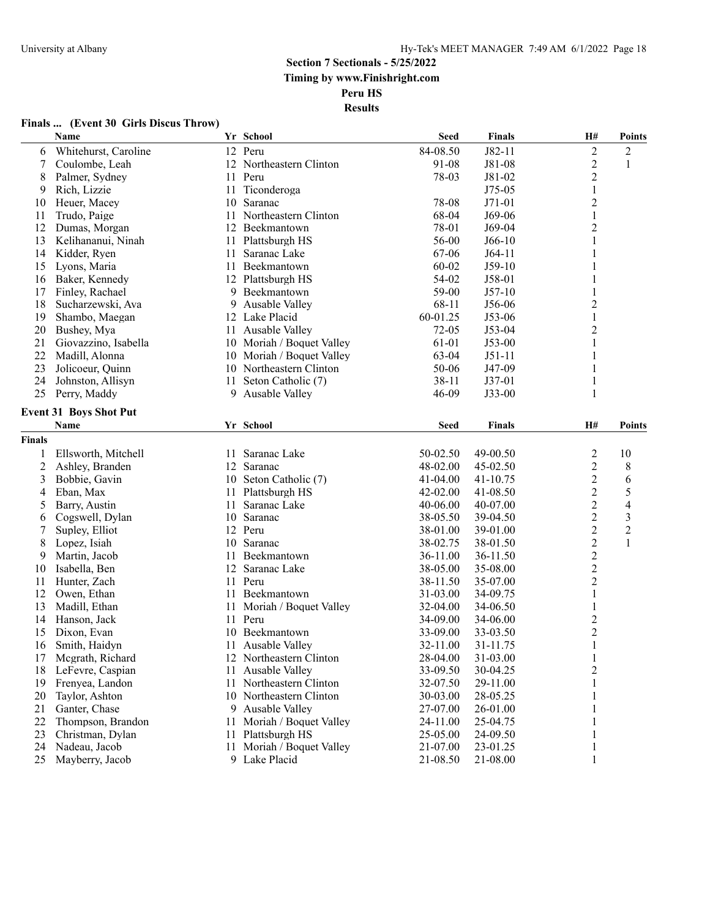## Section 7 Sectionals - 5/25/2022

**Timing by www.Finishright.com**

**Peru HS**

**Results**

### Finals ... (Event 30 Girls Discus Throw)

| | Name | Yr | School | Seed | Finals | H# | Points |
|---|---|---|---|---|---|---|---|
| 6 | Whitehurst, Caroline | 12 | Peru | 84-08.50 | J82-11 | 2 | 2 |
| 7 | Coulombe, Leah | 12 | Northeastern Clinton | 91-08 | J81-08 | 2 | 1 |
| 8 | Palmer, Sydney | 11 | Peru | 78-03 | J81-02 | 2 | |
| 9 | Rich, Lizzie | 11 | Ticonderoga | | J75-05 | 1 | |
| 10 | Heuer, Macey | 10 | Saranac | 78-08 | J71-01 | 2 | |
| 11 | Trudo, Paige | 11 | Northeastern Clinton | 68-04 | J69-06 | 1 | |
| 12 | Dumas, Morgan | 12 | Beekmantown | 78-01 | J69-04 | 2 | |
| 13 | Kelihananui, Ninah | 11 | Plattsburgh HS | 56-00 | J66-10 | 1 | |
| 14 | Kidder, Ryen | 11 | Saranac Lake | 67-06 | J64-11 | 1 | |
| 15 | Lyons, Maria | 11 | Beekmantown | 60-02 | J59-10 | 1 | |
| 16 | Baker, Kennedy | 12 | Plattsburgh HS | 54-02 | J58-01 | 1 | |
| 17 | Finley, Rachael | 9 | Beekmantown | 59-00 | J57-10 | 1 | |
| 18 | Sucharzewski, Ava | 9 | Ausable Valley | 68-11 | J56-06 | 2 | |
| 19 | Shambo, Maegan | 12 | Lake Placid | 60-01.25 | J53-06 | 1 | |
| 20 | Bushey, Mya | 11 | Ausable Valley | 72-05 | J53-04 | 2 | |
| 21 | Giovazzino, Isabella | 10 | Moriah / Boquet Valley | 61-01 | J53-00 | 1 | |
| 22 | Madill, Alonna | 10 | Moriah / Boquet Valley | 63-04 | J51-11 | 1 | |
| 23 | Jolicoeur, Quinn | 10 | Northeastern Clinton | 50-06 | J47-09 | 1 | |
| 24 | Johnston, Allisyn | 11 | Seton Catholic (7) | 38-11 | J37-01 | 1 | |
| 25 | Perry, Maddy | 9 | Ausable Valley | 46-09 | J33-00 | 1 | |

### Event 31 Boys Shot Put

| | Name | Yr | School | Seed | Finals | H# | Points |
|---|---|---|---|---|---|---|---|
| **Finals** | | | | | | | |
| 1 | Ellsworth, Mitchell | 11 | Saranac Lake | 50-02.50 | 49-00.50 | 2 | 10 |
| 2 | Ashley, Branden | 12 | Saranac | 48-02.00 | 45-02.50 | 2 | 8 |
| 3 | Bobbie, Gavin | 10 | Seton Catholic (7) | 41-04.00 | 41-10.75 | 2 | 6 |
| 4 | Eban, Max | 11 | Plattsburgh HS | 42-02.00 | 41-08.50 | 2 | 5 |
| 5 | Barry, Austin | 11 | Saranac Lake | 40-06.00 | 40-07.00 | 2 | 4 |
| 6 | Cogswell, Dylan | 10 | Saranac | 38-05.50 | 39-04.50 | 2 | 3 |
| 7 | Supley, Elliot | 12 | Peru | 38-01.00 | 39-01.00 | 2 | 2 |
| 8 | Lopez, Isiah | 10 | Saranac | 38-02.75 | 38-01.50 | 2 | 1 |
| 9 | Martin, Jacob | 11 | Beekmantown | 36-11.00 | 36-11.50 | 2 | |
| 10 | Isabella, Ben | 12 | Saranac Lake | 38-05.00 | 35-08.00 | 2 | |
| 11 | Hunter, Zach | 11 | Peru | 38-11.50 | 35-07.00 | 2 | |
| 12 | Owen, Ethan | 11 | Beekmantown | 31-03.00 | 34-09.75 | 1 | |
| 13 | Madill, Ethan | 11 | Moriah / Boquet Valley | 32-04.00 | 34-06.50 | 1 | |
| 14 | Hanson, Jack | 11 | Peru | 34-09.00 | 34-06.00 | 2 | |
| 15 | Dixon, Evan | 10 | Beekmantown | 33-09.00 | 33-03.50 | 2 | |
| 16 | Smith, Haidyn | 11 | Ausable Valley | 32-11.00 | 31-11.75 | 1 | |
| 17 | Mcgrath, Richard | 12 | Northeastern Clinton | 28-04.00 | 31-03.00 | 1 | |
| 18 | LeFevre, Caspian | 11 | Ausable Valley | 33-09.50 | 30-04.25 | 2 | |
| 19 | Frenyea, Landon | 11 | Northeastern Clinton | 32-07.50 | 29-11.00 | 1 | |
| 20 | Taylor, Ashton | 10 | Northeastern Clinton | 30-03.00 | 28-05.25 | 1 | |
| 21 | Ganter, Chase | 9 | Ausable Valley | 27-07.00 | 26-01.00 | 1 | |
| 22 | Thompson, Brandon | 11 | Moriah / Boquet Valley | 24-11.00 | 25-04.75 | 1 | |
| 23 | Christman, Dylan | 11 | Plattsburgh HS | 25-05.00 | 24-09.50 | 1 | |
| 24 | Nadeau, Jacob | 11 | Moriah / Boquet Valley | 21-07.00 | 23-01.25 | 1 | |
| 25 | Mayberry, Jacob | 9 | Lake Placid | 21-08.50 | 21-08.00 | 1 | |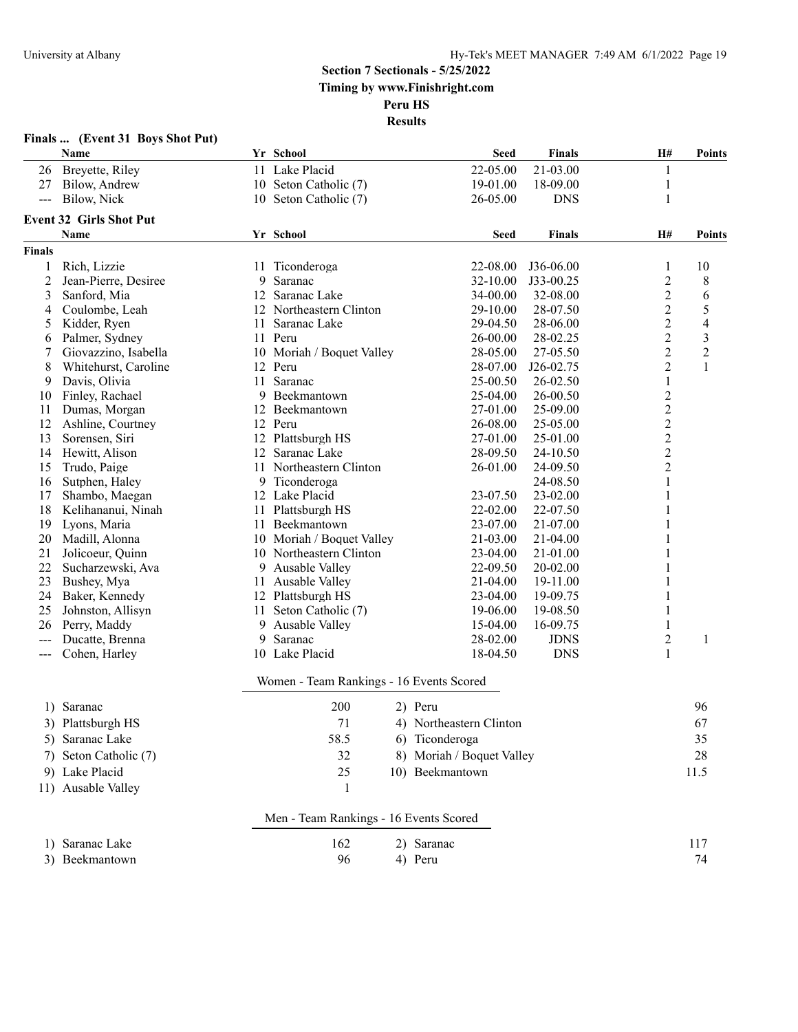## Section 7 Sectionals - 5/25/2022

**Timing by www.Finishright.com**

**Peru HS**

**Results**

### Finals ... (Event 31 Boys Shot Put)

| | Name | Yr | School | Seed | Finals | H# | Points |
|---|---|---|---|---|---|---|---|
| 26 | Breyette, Riley | 11 | Lake Placid | 22-05.00 | 21-03.00 | 1 | |
| 27 | Bilow, Andrew | 10 | Seton Catholic (7) | 19-01.00 | 18-09.00 | 1 | |
| --- | Bilow, Nick | 10 | Seton Catholic (7) | 26-05.00 | DNS | 1 | |

### Event 32 Girls Shot Put

| | Name | Yr | School | Seed | Finals | H# | Points |
|---|---|---|---|---|---|---|---|
| **Finals** | | | | | | | |
| 1 | Rich, Lizzie | 11 | Ticonderoga | 22-08.00 | J36-06.00 | 1 | 10 |
| 2 | Jean-Pierre, Desiree | 9 | Saranac | 32-10.00 | J33-00.25 | 2 | 8 |
| 3 | Sanford, Mia | 12 | Saranac Lake | 34-00.00 | 32-08.00 | 2 | 6 |
| 4 | Coulombe, Leah | 12 | Northeastern Clinton | 29-10.00 | 28-07.50 | 2 | 5 |
| 5 | Kidder, Ryen | 11 | Saranac Lake | 29-04.50 | 28-06.00 | 2 | 4 |
| 6 | Palmer, Sydney | 11 | Peru | 26-00.00 | 28-02.25 | 2 | 3 |
| 7 | Giovazzino, Isabella | 10 | Moriah / Boquet Valley | 28-05.00 | 27-05.50 | 2 | 2 |
| 8 | Whitehurst, Caroline | 12 | Peru | 28-07.00 | J26-02.75 | 2 | 1 |
| 9 | Davis, Olivia | 11 | Saranac | 25-00.50 | 26-02.50 | 1 | |
| 10 | Finley, Rachael | 9 | Beekmantown | 25-04.00 | 26-00.50 | 2 | |
| 11 | Dumas, Morgan | 12 | Beekmantown | 27-01.00 | 25-09.00 | 2 | |
| 12 | Ashline, Courtney | 12 | Peru | 26-08.00 | 25-05.00 | 2 | |
| 13 | Sorensen, Siri | 12 | Plattsburgh HS | 27-01.00 | 25-01.00 | 2 | |
| 14 | Hewitt, Alison | 12 | Saranac Lake | 28-09.50 | 24-10.50 | 2 | |
| 15 | Trudo, Paige | 11 | Northeastern Clinton | 26-01.00 | 24-09.50 | 2 | |
| 16 | Sutphen, Haley | 9 | Ticonderoga | | 24-08.50 | 1 | |
| 17 | Shambo, Maegan | 12 | Lake Placid | 23-07.50 | 23-02.00 | 1 | |
| 18 | Kelihananui, Ninah | 11 | Plattsburgh HS | 22-02.00 | 22-07.50 | 1 | |
| 19 | Lyons, Maria | 11 | Beekmantown | 23-07.00 | 21-07.00 | 1 | |
| 20 | Madill, Alonna | 10 | Moriah / Boquet Valley | 21-03.00 | 21-04.00 | 1 | |
| 21 | Jolicoeur, Quinn | 10 | Northeastern Clinton | 23-04.00 | 21-01.00 | 1 | |
| 22 | Sucharzewski, Ava | 9 | Ausable Valley | 22-09.50 | 20-02.00 | 1 | |
| 23 | Bushey, Mya | 11 | Ausable Valley | 21-04.00 | 19-11.00 | 1 | |
| 24 | Baker, Kennedy | 12 | Plattsburgh HS | 23-04.00 | 19-09.75 | 1 | |
| 25 | Johnston, Allisyn | 11 | Seton Catholic (7) | 19-06.00 | 19-08.50 | 1 | |
| 26 | Perry, Maddy | 9 | Ausable Valley | 15-04.00 | 16-09.75 | 1 | |
| --- | Ducatte, Brenna | 9 | Saranac | 28-02.00 | JDNS | 2 | 1 |
| --- | Cohen, Harley | 10 | Lake Placid | 18-04.50 | DNS | 1 | |

### Women - Team Rankings - 16 Events Scored

| Rank | Team | Points | Rank | Team | Points |
|---|---|---|---|---|---|
| 1) | Saranac | 200 | 2) | Peru | 96 |
| 3) | Plattsburgh HS | 71 | 4) | Northeastern Clinton | 67 |
| 5) | Saranac Lake | 58.5 | 6) | Ticonderoga | 35 |
| 7) | Seton Catholic (7) | 32 | 8) | Moriah / Boquet Valley | 28 |
| 9) | Lake Placid | 25 | 10) | Beekmantown | 11.5 |
| 11) | Ausable Valley | 1 | | | |

### Men - Team Rankings - 16 Events Scored

| Rank | Team | Points | Rank | Team | Points |
|---|---|---|---|---|---|
| 1) | Saranac Lake | 162 | 2) | Saranac | 117 |
| 3) | Beekmantown | 96 | 4) | Peru | 74 |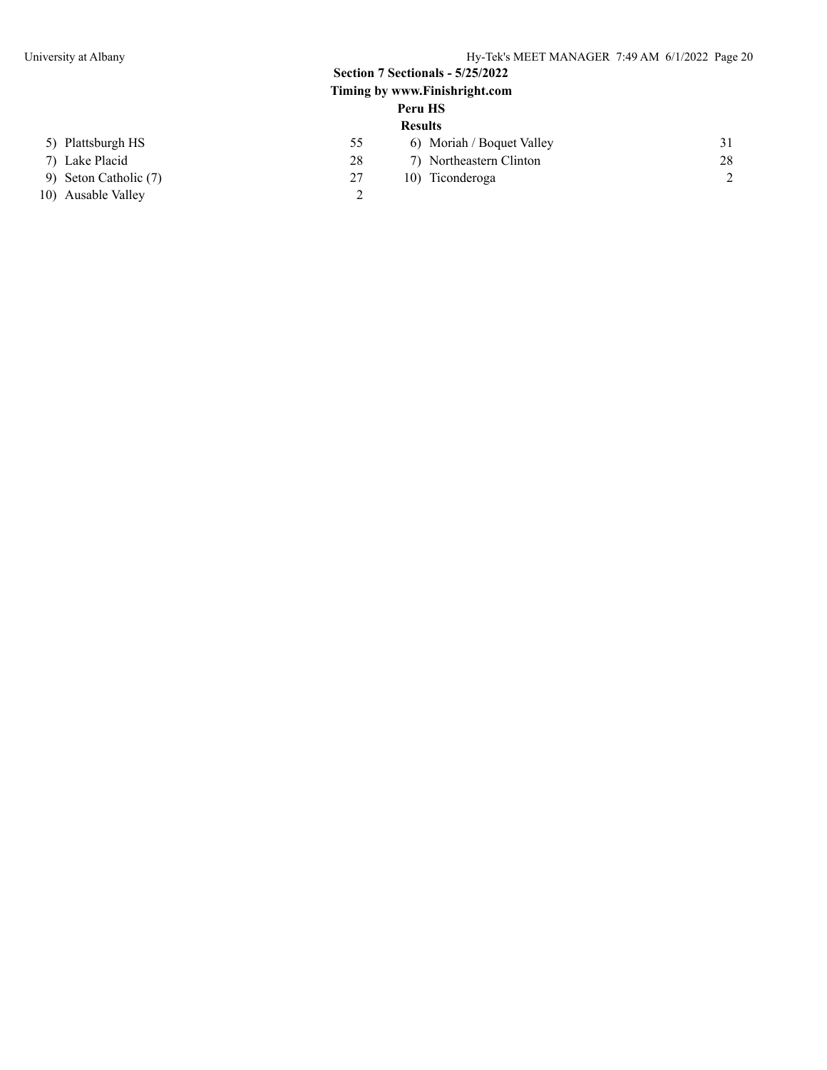**Section 7 Sectionals - 5/25/2022**

**Timing by www.Finishright.com**

**Peru HS**

**Results**

| | | | |
|---|---|---|---|
| 5) Plattsburgh HS | 55 | 6) Moriah / Boquet Valley | 31 |
| 7) Lake Placid | 28 | 7) Northeastern Clinton | 28 |
| 9) Seton Catholic (7) | 27 | 10) Ticonderoga | 2 |
| 10) Ausable Valley | 2 | | |